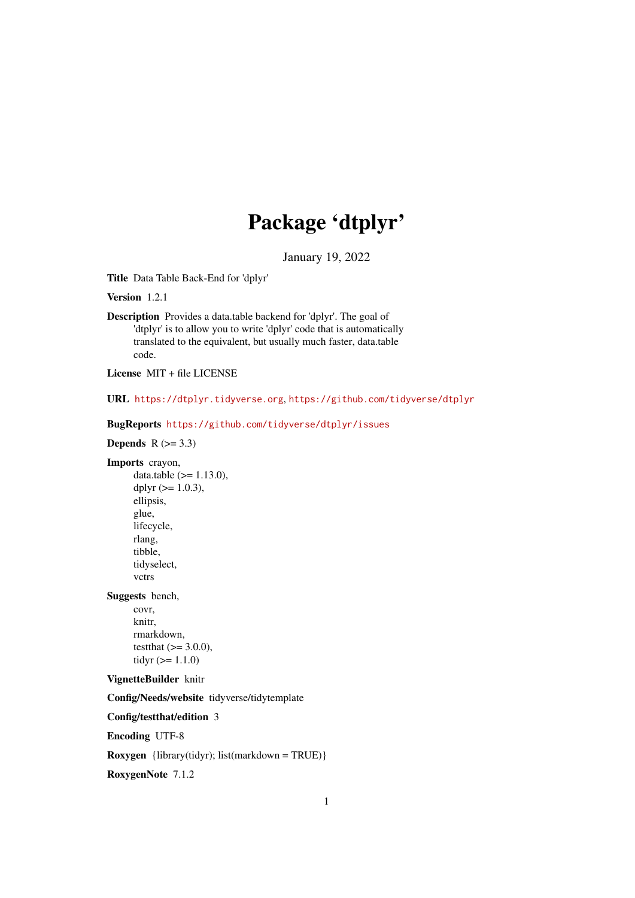# Package 'dtplyr'

January 19, 2022

**Title** Data Table Back-End for 'dplyr'

**Version** 1.2.1

**Description** Provides a data.table backend for 'dplyr'. The goal of 'dtplyr' is to allow you to write 'dplyr' code that is automatically translated to the equivalent, but usually much faster, data.table code.

**License** MIT + file LICENSE

**URL** https://dtplyr.tidyverse.org, https://github.com/tidyverse/dtplyr

**BugReports** https://github.com/tidyverse/dtplyr/issues

**Depends** R (>= 3.3)

**Imports** crayon,
data.table (>= 1.13.0),
dplyr (>= 1.0.3),
ellipsis,
glue,
lifecycle,
rlang,
tibble,
tidyselect,
vctrs

**Suggests** bench,
covr,
knitr,
rmarkdown,
testthat (>= 3.0.0),
tidyr (>= 1.1.0)

**VignetteBuilder** knitr

**Config/Needs/website** tidyverse/tidytemplate

**Config/testthat/edition** 3

**Encoding** UTF-8

**Roxygen** {library(tidyr); list(markdown = TRUE)}

**RoxygenNote** 7.1.2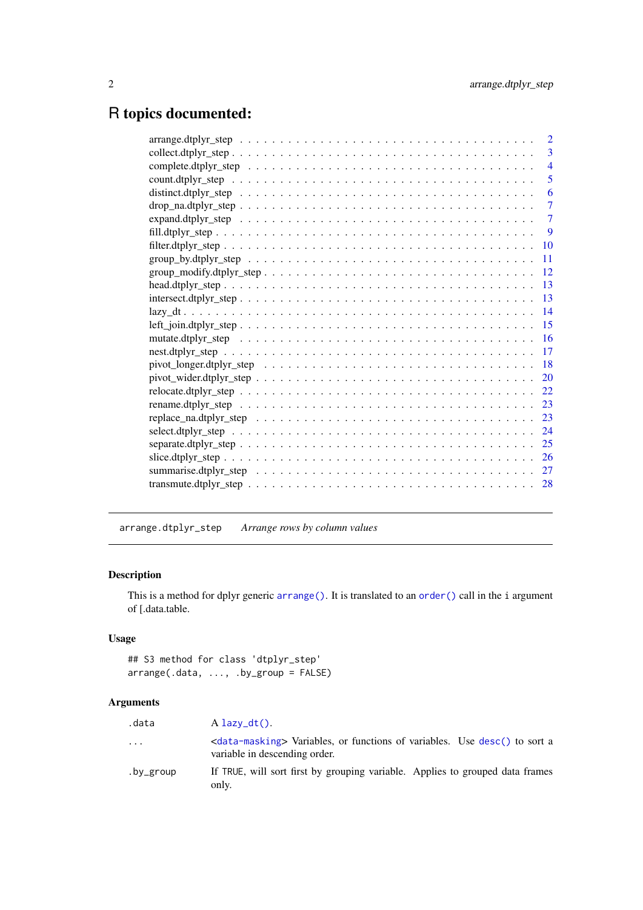# R topics documented:

| | |
|---|---|
| arrange.dtplyr_step | 2 |
| collect.dtplyr_step | 3 |
| complete.dtplyr_step | 4 |
| count.dtplyr_step | 5 |
| distinct.dtplyr_step | 6 |
| drop_na.dtplyr_step | 7 |
| expand.dtplyr_step | 7 |
| fill.dtplyr_step | 9 |
| filter.dtplyr_step | 10 |
| group_by.dtplyr_step | 11 |
| group_modify.dtplyr_step | 12 |
| head.dtplyr_step | 13 |
| intersect.dtplyr_step | 13 |
| lazy_dt | 14 |
| left_join.dtplyr_step | 15 |
| mutate.dtplyr_step | 16 |
| nest.dtplyr_step | 17 |
| pivot_longer.dtplyr_step | 18 |
| pivot_wider.dtplyr_step | 20 |
| relocate.dtplyr_step | 22 |
| rename.dtplyr_step | 23 |
| replace_na.dtplyr_step | 23 |
| select.dtplyr_step | 24 |
| separate.dtplyr_step | 25 |
| slice.dtplyr_step | 26 |
| summarise.dtplyr_step | 27 |
| transmute.dtplyr_step | 28 |

---

`arrange.dtplyr_step` *Arrange rows by column values*

---

### Description

This is a method for dplyr generic `arrange()`. It is translated to an `order()` call in the `i` argument of [.data.table.

### Usage

```
## S3 method for class 'dtplyr_step'
arrange(.data, ..., .by_group = FALSE)
```

### Arguments

| | |
|---|---|
| `.data` | A `lazy_dt()`. |
| `...` | <`data-masking`> Variables, or functions of variables. Use `desc()` to sort a variable in descending order. |
| `.by_group` | If `TRUE`, will sort first by grouping variable. Applies to grouped data frames only. |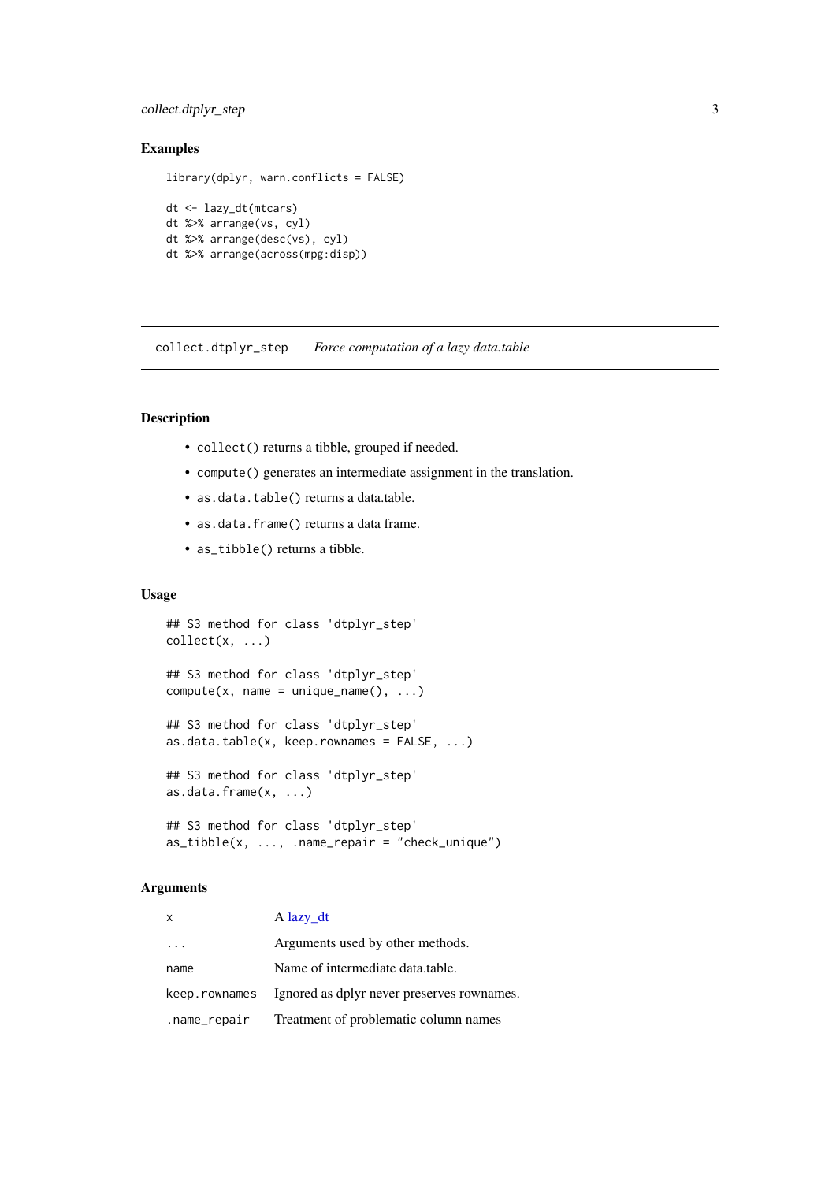## Examples

```
library(dplyr, warn.conflicts = FALSE)

dt <- lazy_dt(mtcars)
dt %>% arrange(vs, cyl)
dt %>% arrange(desc(vs), cyl)
dt %>% arrange(across(mpg:disp))
```

---

# collect.dtplyr_step — *Force computation of a lazy data.table*

## Description

- `collect()` returns a tibble, grouped if needed.
- `compute()` generates an intermediate assignment in the translation.
- `as.data.table()` returns a data.table.
- `as.data.frame()` returns a data frame.
- `as_tibble()` returns a tibble.

## Usage

```
## S3 method for class 'dtplyr_step'
collect(x, ...)

## S3 method for class 'dtplyr_step'
compute(x, name = unique_name(), ...)

## S3 method for class 'dtplyr_step'
as.data.table(x, keep.rownames = FALSE, ...)

## S3 method for class 'dtplyr_step'
as.data.frame(x, ...)

## S3 method for class 'dtplyr_step'
as_tibble(x, ..., .name_repair = "check_unique")
```

## Arguments

| | |
|---|---|
| `x` | A lazy_dt |
| `...` | Arguments used by other methods. |
| `name` | Name of intermediate data.table. |
| `keep.rownames` | Ignored as dplyr never preserves rownames. |
| `.name_repair` | Treatment of problematic column names |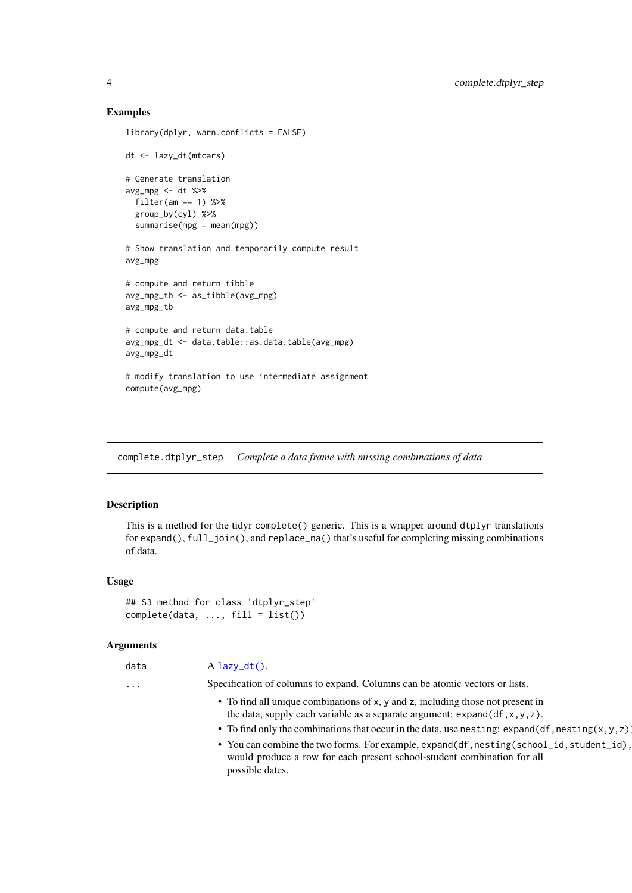### Examples

```
library(dplyr, warn.conflicts = FALSE)

dt <- lazy_dt(mtcars)

# Generate translation
avg_mpg <- dt %>%
  filter(am == 1) %>%
  group_by(cyl) %>%
  summarise(mpg = mean(mpg))

# Show translation and temporarily compute result
avg_mpg

# compute and return tibble
avg_mpg_tb <- as_tibble(avg_mpg)
avg_mpg_tb

# compute and return data.table
avg_mpg_dt <- data.table::as.data.table(avg_mpg)
avg_mpg_dt

# modify translation to use intermediate assignment
compute(avg_mpg)
```

---

## complete.dtplyr_step    *Complete a data frame with missing combinations of data*

---

### Description

This is a method for the tidyr `complete()` generic. This is a wrapper around `dtplyr` translations for `expand()`, `full_join()`, and `replace_na()` that's useful for completing missing combinations of data.

### Usage

```
## S3 method for class 'dtplyr_step'
complete(data, ..., fill = list())
```

### Arguments

`data` — A `lazy_dt()`.

`...` — Specification of columns to expand. Columns can be atomic vectors or lists.

- To find all unique combinations of `x`, `y` and `z`, including those not present in the data, supply each variable as a separate argument: `expand(df,x,y,z)`.
- To find only the combinations that occur in the data, use `nesting`: `expand(df,nesting(x,y,z))`.
- You can combine the two forms. For example, `expand(df,nesting(school_id,student_id),` would produce a row for each present school-student combination for all possible dates.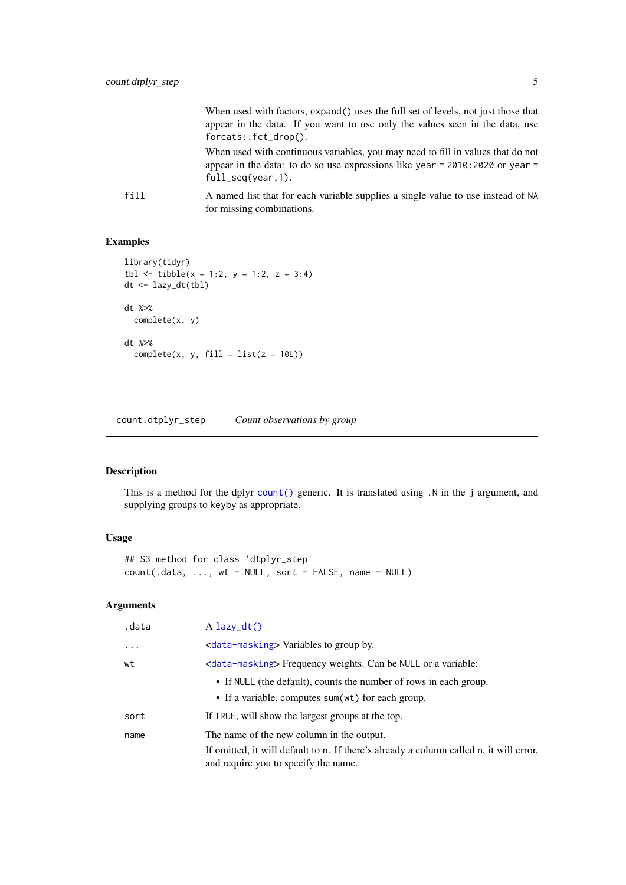When used with factors, `expand()` uses the full set of levels, not just those that appear in the data. If you want to use only the values seen in the data, use `forcats::fct_drop()`.

When used with continuous variables, you may need to fill in values that do not appear in the data: to do so use expressions like `year = 2010:2020` or `year = full_seq(year,1)`.

`fill` A named list that for each variable supplies a single value to use instead of `NA` for missing combinations.

### Examples

```
library(tidyr)
tbl <- tibble(x = 1:2, y = 1:2, z = 3:4)
dt <- lazy_dt(tbl)

dt %>%
  complete(x, y)

dt %>%
  complete(x, y, fill = list(z = 10L))
```

---

## count.dtplyr_step — *Count observations by group*

---

### Description

This is a method for the dplyr `count()` generic. It is translated using `.N` in the `j` argument, and supplying groups to keyby as appropriate.

### Usage

```
## S3 method for class 'dtplyr_step'
count(.data, ..., wt = NULL, sort = FALSE, name = NULL)
```

### Arguments

| | |
|---|---|
| `.data` | A `lazy_dt()` |
| `...` | <`data-masking`> Variables to group by. |
| `wt` | <`data-masking`> Frequency weights. Can be `NULL` or a variable:<br>• If `NULL` (the default), counts the number of rows in each group.<br>• If a variable, computes `sum(wt)` for each group. |
| `sort` | If `TRUE`, will show the largest groups at the top. |
| `name` | The name of the new column in the output.<br>If omitted, it will default to `n`. If there's already a column called `n`, it will error, and require you to specify the name. |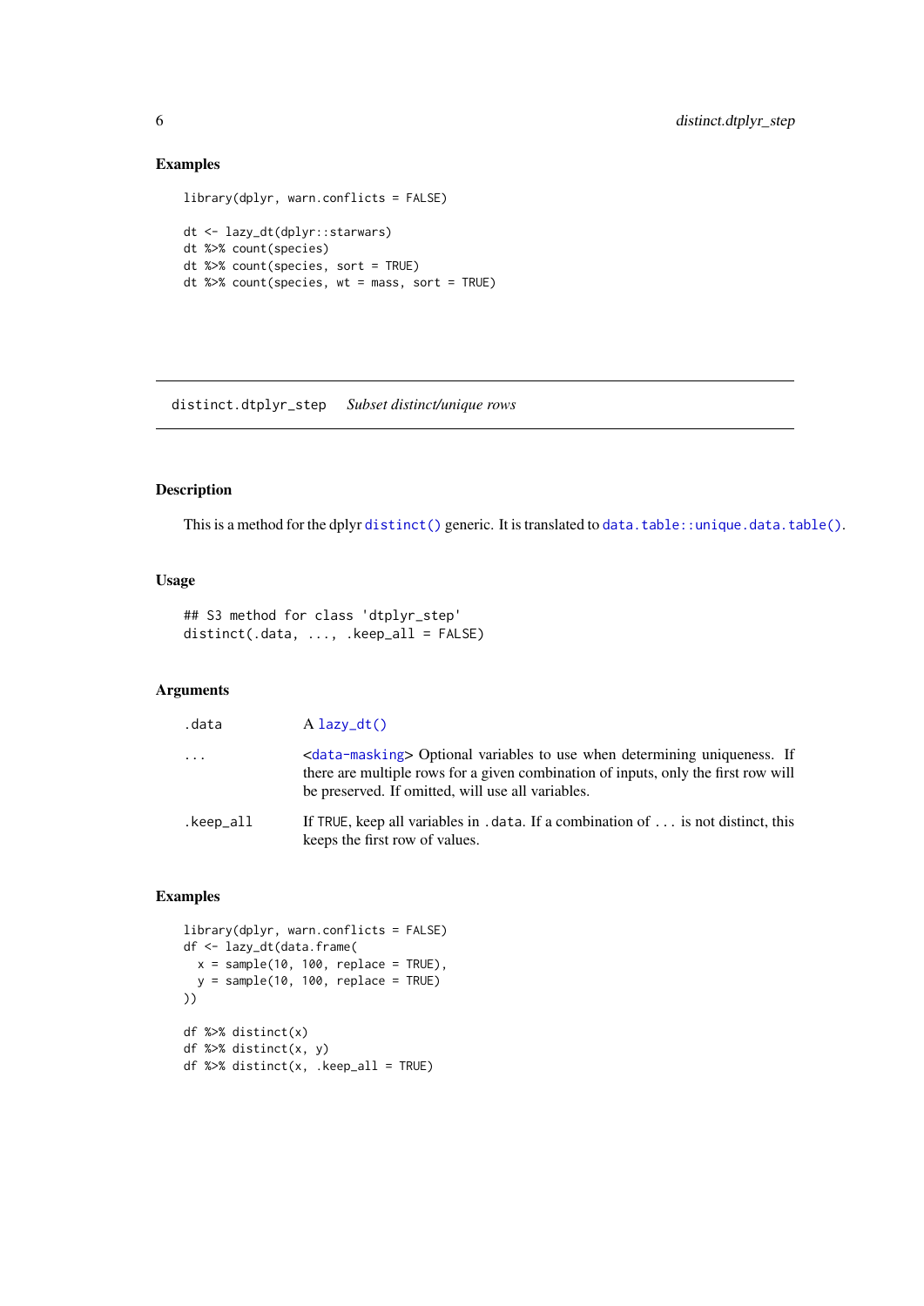### Examples

```
library(dplyr, warn.conflicts = FALSE)

dt <- lazy_dt(dplyr::starwars)
dt %>% count(species)
dt %>% count(species, sort = TRUE)
dt %>% count(species, wt = mass, sort = TRUE)
```

---

## distinct.dtplyr_step    *Subset distinct/unique rows*

---

### Description

This is a method for the dplyr `distinct()` generic. It is translated to `data.table::unique.data.table()`.

### Usage

```
## S3 method for class 'dtplyr_step'
distinct(.data, ..., .keep_all = FALSE)
```

### Arguments

| | |
|---|---|
| `.data` | A `lazy_dt()` |
| `...` | <`data-masking`> Optional variables to use when determining uniqueness. If there are multiple rows for a given combination of inputs, only the first row will be preserved. If omitted, will use all variables. |
| `.keep_all` | If TRUE, keep all variables in `.data`. If a combination of `...` is not distinct, this keeps the first row of values. |

### Examples

```
library(dplyr, warn.conflicts = FALSE)
df <- lazy_dt(data.frame(
  x = sample(10, 100, replace = TRUE),
  y = sample(10, 100, replace = TRUE)
))

df %>% distinct(x)
df %>% distinct(x, y)
df %>% distinct(x, .keep_all = TRUE)
```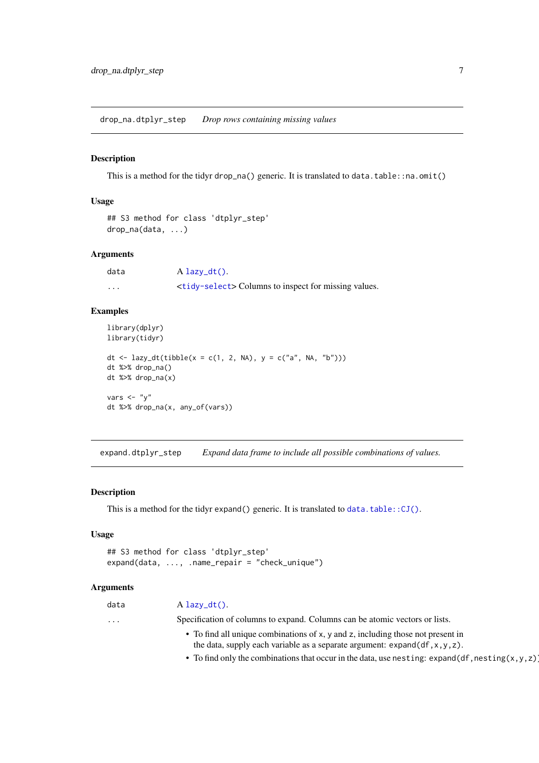## drop_na.dtplyr_step — *Drop rows containing missing values*

### Description

This is a method for the tidyr `drop_na()` generic. It is translated to `data.table::na.omit()`

### Usage

```
## S3 method for class 'dtplyr_step'
drop_na(data, ...)
```

### Arguments

| | |
|---|---|
| `data` | A `lazy_dt()`. |
| `...` | <`tidy-select`> Columns to inspect for missing values. |

### Examples

```
library(dplyr)
library(tidyr)

dt <- lazy_dt(tibble(x = c(1, 2, NA), y = c("a", NA, "b")))
dt %>% drop_na()
dt %>% drop_na(x)

vars <- "y"
dt %>% drop_na(x, any_of(vars))
```

## expand.dtplyr_step — *Expand data frame to include all possible combinations of values.*

### Description

This is a method for the tidyr `expand()` generic. It is translated to `data.table::CJ()`.

### Usage

```
## S3 method for class 'dtplyr_step'
expand(data, ..., .name_repair = "check_unique")
```

### Arguments

`data` — A `lazy_dt()`.

`...` — Specification of columns to expand. Columns can be atomic vectors or lists.

- To find all unique combinations of `x`, `y` and `z`, including those not present in the data, supply each variable as a separate argument: `expand(df,x,y,z)`.
- To find only the combinations that occur in the data, use `nesting`: `expand(df,nesting(x,y,z))`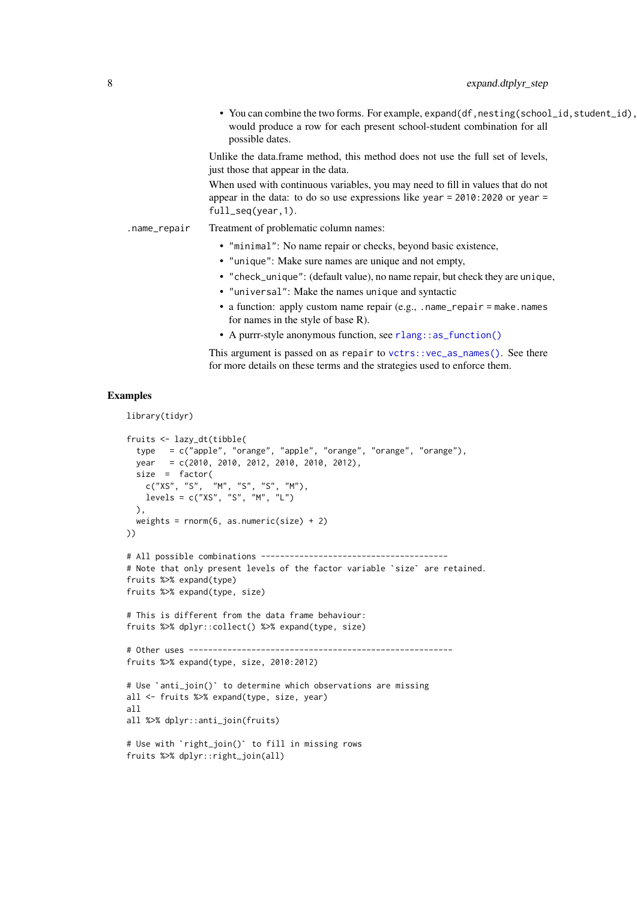- You can combine the two forms. For example, `expand(df, nesting(school_id, student_id), date)` would produce a row for each present school-student combination for all possible dates.

Unlike the data.frame method, this method does not use the full set of levels, just those that appear in the data.

When used with continuous variables, you may need to fill in values that do not appear in the data: to do so use expressions like `year = 2010:2020` or `year = full_seq(year,1)`.

`.name_repair` Treatment of problematic column names:

- `"minimal"`: No name repair or checks, beyond basic existence,
- `"unique"`: Make sure names are unique and not empty,
- `"check_unique"`: (default value), no name repair, but check they are `unique`,
- `"universal"`: Make the names `unique` and syntactic
- a function: apply custom name repair (e.g., `.name_repair = make.names` for names in the style of base R).
- A purrr-style anonymous function, see `rlang::as_function()`

This argument is passed on as `repair` to `vctrs::vec_as_names()`. See there for more details on these terms and the strategies used to enforce them.

## Examples

```
library(tidyr)

fruits <- lazy_dt(tibble(
  type   = c("apple", "orange", "apple", "orange", "orange", "orange"),
  year   = c(2010, 2010, 2012, 2010, 2010, 2012),
  size  =  factor(
    c("XS", "S",  "M", "S", "S", "M"),
    levels = c("XS", "S", "M", "L")
  ),
  weights = rnorm(6, as.numeric(size) + 2)
))

# All possible combinations ---------------------------------------
# Note that only present levels of the factor variable `size` are retained.
fruits %>% expand(type)
fruits %>% expand(type, size)

# This is different from the data frame behaviour:
fruits %>% dplyr::collect() %>% expand(type, size)

# Other uses -------------------------------------------------------
fruits %>% expand(type, size, 2010:2012)

# Use `anti_join()` to determine which observations are missing
all <- fruits %>% expand(type, size, year)
all
all %>% dplyr::anti_join(fruits)

# Use with `right_join()` to fill in missing rows
fruits %>% dplyr::right_join(all)
```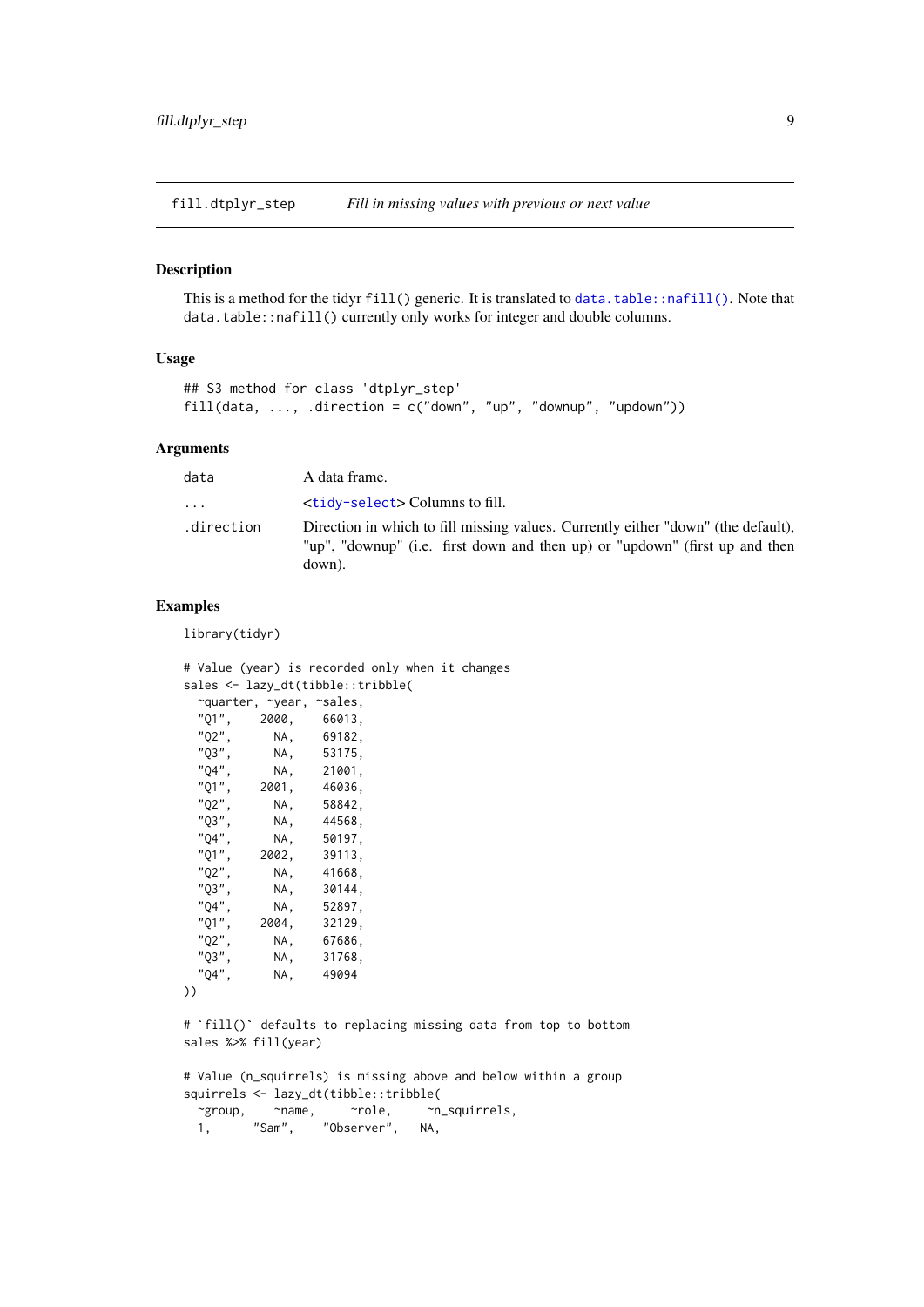## fill.dtplyr_step — *Fill in missing values with previous or next value*

### Description

This is a method for the tidyr `fill()` generic. It is translated to `data.table::nafill()`. Note that `data.table::nafill()` currently only works for integer and double columns.

### Usage

```
## S3 method for class 'dtplyr_step'
fill(data, ..., .direction = c("down", "up", "downup", "updown"))
```

### Arguments

| | |
|---|---|
| `data` | A data frame. |
| `...` | <`tidy-select`> Columns to fill. |
| `.direction` | Direction in which to fill missing values. Currently either "down" (the default), "up", "downup" (i.e. first down and then up) or "updown" (first up and then down). |

### Examples

```
library(tidyr)

# Value (year) is recorded only when it changes
sales <- lazy_dt(tibble::tribble(
  ~quarter, ~year, ~sales,
  "Q1",    2000,    66013,
  "Q2",      NA,    69182,
  "Q3",      NA,    53175,
  "Q4",      NA,    21001,
  "Q1",    2001,    46036,
  "Q2",      NA,    58842,
  "Q3",      NA,    44568,
  "Q4",      NA,    50197,
  "Q1",    2002,    39113,
  "Q2",      NA,    41668,
  "Q3",      NA,    30144,
  "Q4",      NA,    52897,
  "Q1",    2004,    32129,
  "Q2",      NA,    67686,
  "Q3",      NA,    31768,
  "Q4",      NA,    49094
))

# `fill()` defaults to replacing missing data from top to bottom
sales %>% fill(year)

# Value (n_squirrels) is missing above and below within a group
squirrels <- lazy_dt(tibble::tribble(
  ~group,    ~name,     ~role,     ~n_squirrels,
  1,      "Sam",    "Observer",   NA,
```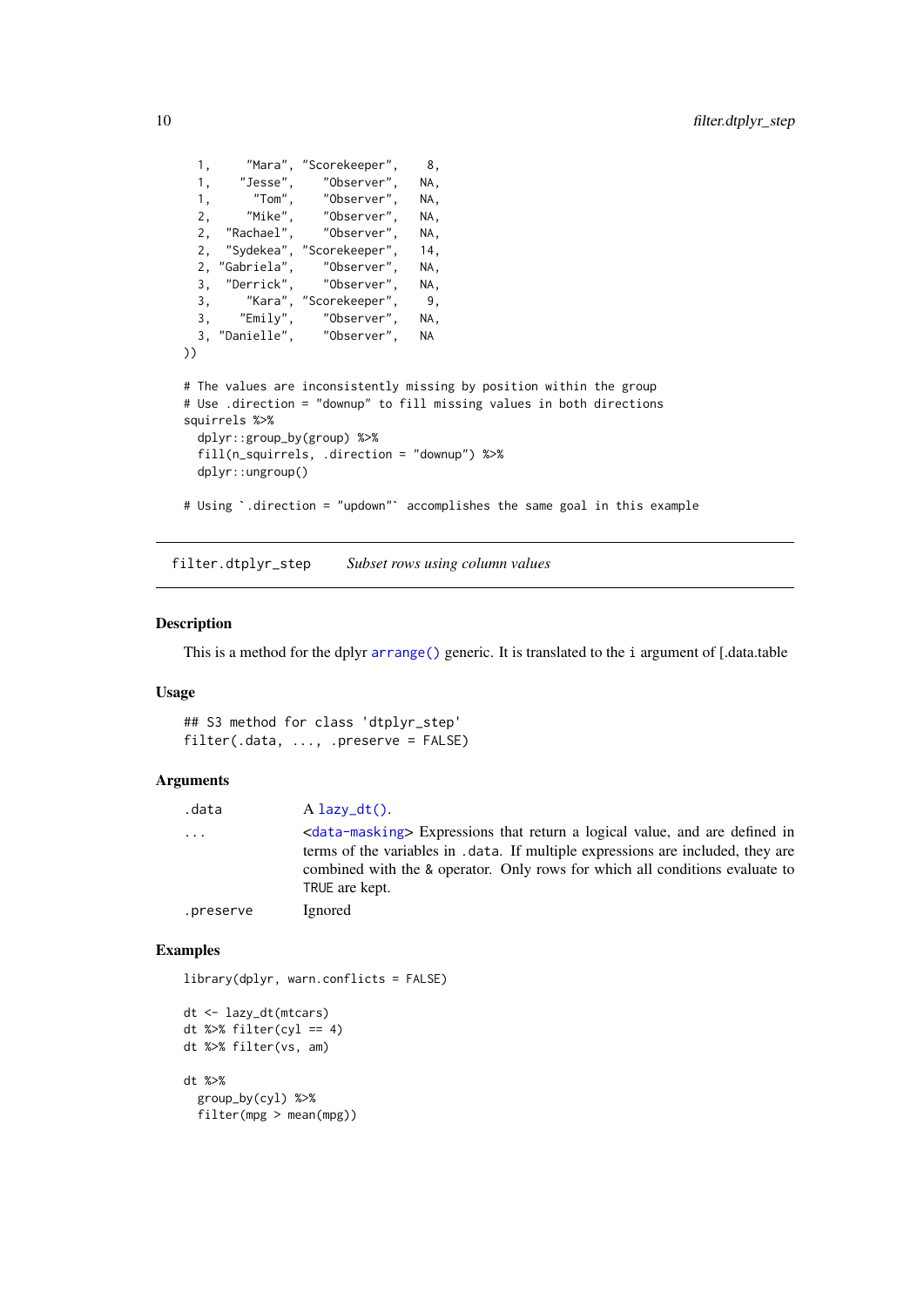```
  1,     "Mara", "Scorekeeper",    8,
  1,    "Jesse",    "Observer",   NA,
  1,      "Tom",    "Observer",   NA,
  2,     "Mike",    "Observer",   NA,
  2,  "Rachael",    "Observer",   NA,
  2,  "Sydekea", "Scorekeeper",   14,
  2, "Gabriela",    "Observer",   NA,
  3,  "Derrick",    "Observer",   NA,
  3,     "Kara", "Scorekeeper",    9,
  3,    "Emily",    "Observer",   NA,
  3, "Danielle",    "Observer",   NA
))

# The values are inconsistently missing by position within the group
# Use .direction = "downup" to fill missing values in both directions
squirrels %>%
  dplyr::group_by(group) %>%
  fill(n_squirrels, .direction = "downup") %>%
  dplyr::ungroup()

# Using `.direction = "updown"` accomplishes the same goal in this example
```

## filter.dtplyr_step    *Subset rows using column values*

### Description

This is a method for the dplyr `arrange()` generic. It is translated to the `i` argument of [.data.table

### Usage

```
## S3 method for class 'dtplyr_step'
filter(.data, ..., .preserve = FALSE)
```

### Arguments

| | |
|---|---|
| `.data` | A `lazy_dt()`. |
| `...` | <`data-masking`> Expressions that return a logical value, and are defined in terms of the variables in `.data`. If multiple expressions are included, they are combined with the `&` operator. Only rows for which all conditions evaluate to `TRUE` are kept. |
| `.preserve` | Ignored |

### Examples

```
library(dplyr, warn.conflicts = FALSE)

dt <- lazy_dt(mtcars)
dt %>% filter(cyl == 4)
dt %>% filter(vs, am)

dt %>%
  group_by(cyl) %>%
  filter(mpg > mean(mpg))
```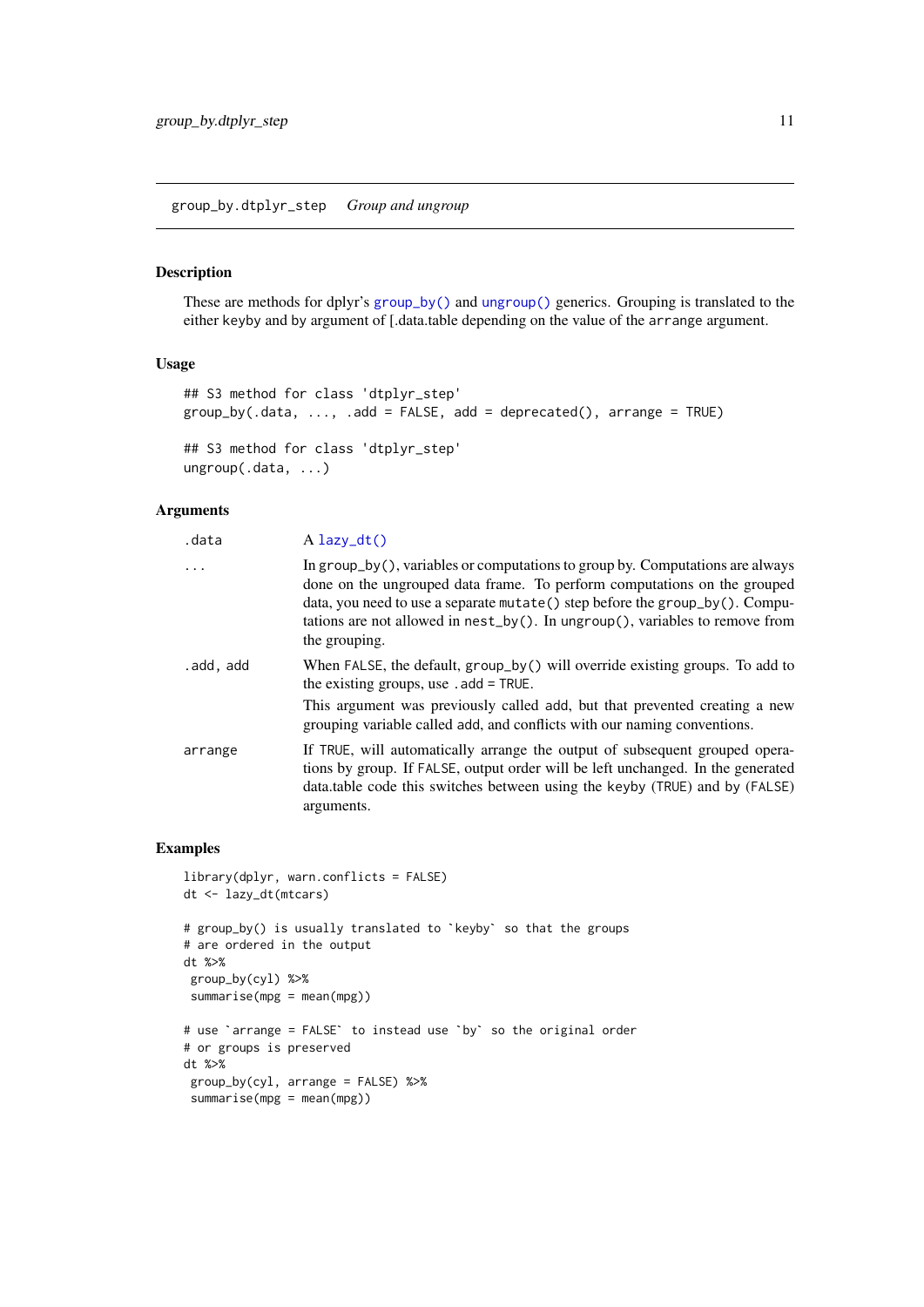## group_by.dtplyr_step — *Group and ungroup*

### Description

These are methods for dplyr's `group_by()` and `ungroup()` generics. Grouping is translated to the either `keyby` and `by` argument of [.data.table depending on the value of the `arrange` argument.

### Usage

```
## S3 method for class 'dtplyr_step'
group_by(.data, ..., .add = FALSE, add = deprecated(), arrange = TRUE)

## S3 method for class 'dtplyr_step'
ungroup(.data, ...)
```

### Arguments

| | |
|---|---|
| `.data` | A `lazy_dt()` |
| `...` | In `group_by()`, variables or computations to group by. Computations are always done on the ungrouped data frame. To perform computations on the grouped data, you need to use a separate `mutate()` step before the `group_by()`. Computations are not allowed in `nest_by()`. In `ungroup()`, variables to remove from the grouping. |
| `.add, add` | When `FALSE`, the default, `group_by()` will override existing groups. To add to the existing groups, use `.add = TRUE`. This argument was previously called `add`, but that prevented creating a new grouping variable called `add`, and conflicts with our naming conventions. |
| `arrange` | If `TRUE`, will automatically arrange the output of subsequent grouped operations by group. If `FALSE`, output order will be left unchanged. In the generated data.table code this switches between using the `keyby` (`TRUE`) and `by` (`FALSE`) arguments. |

### Examples

```
library(dplyr, warn.conflicts = FALSE)
dt <- lazy_dt(mtcars)

# group_by() is usually translated to `keyby` so that the groups
# are ordered in the output
dt %>%
 group_by(cyl) %>%
 summarise(mpg = mean(mpg))

# use `arrange = FALSE` to instead use `by` so the original order
# or groups is preserved
dt %>%
 group_by(cyl, arrange = FALSE) %>%
 summarise(mpg = mean(mpg))
```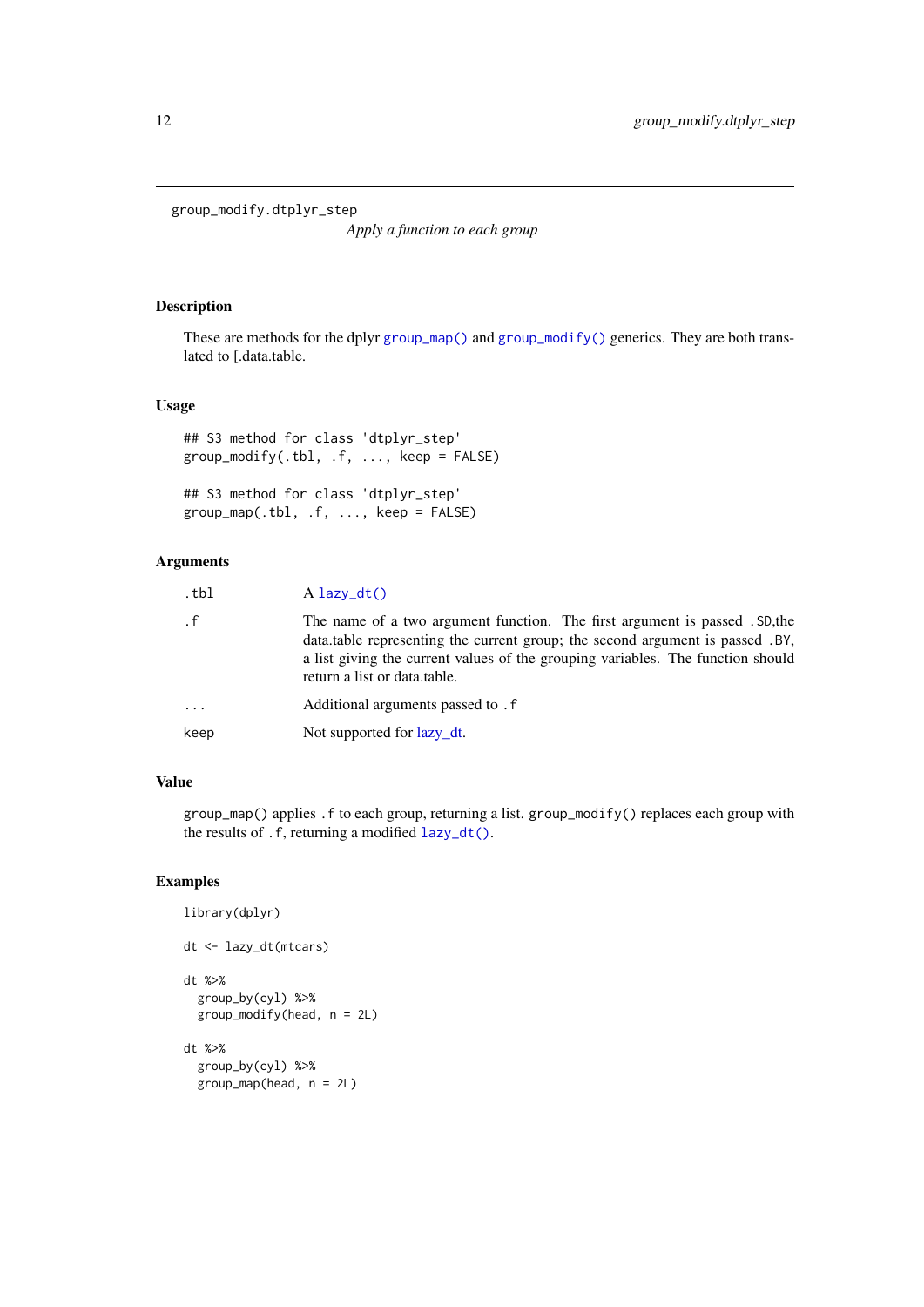# group_modify.dtplyr_step

*Apply a function to each group*

## Description

These are methods for the dplyr `group_map()` and `group_modify()` generics. They are both translated to [.data.table.

## Usage

```
## S3 method for class 'dtplyr_step'
group_modify(.tbl, .f, ..., keep = FALSE)

## S3 method for class 'dtplyr_step'
group_map(.tbl, .f, ..., keep = FALSE)
```

## Arguments

| | |
|---|---|
| `.tbl` | A `lazy_dt()` |
| `.f` | The name of a two argument function. The first argument is passed `.SD`,the data.table representing the current group; the second argument is passed `.BY`, a list giving the current values of the grouping variables. The function should return a list or data.table. |
| `...` | Additional arguments passed to `.f` |
| `keep` | Not supported for lazy_dt. |

## Value

`group_map()` applies `.f` to each group, returning a list. `group_modify()` replaces each group with the results of `.f`, returning a modified `lazy_dt()`.

## Examples

```
library(dplyr)

dt <- lazy_dt(mtcars)

dt %>%
  group_by(cyl) %>%
  group_modify(head, n = 2L)

dt %>%
  group_by(cyl) %>%
  group_map(head, n = 2L)
```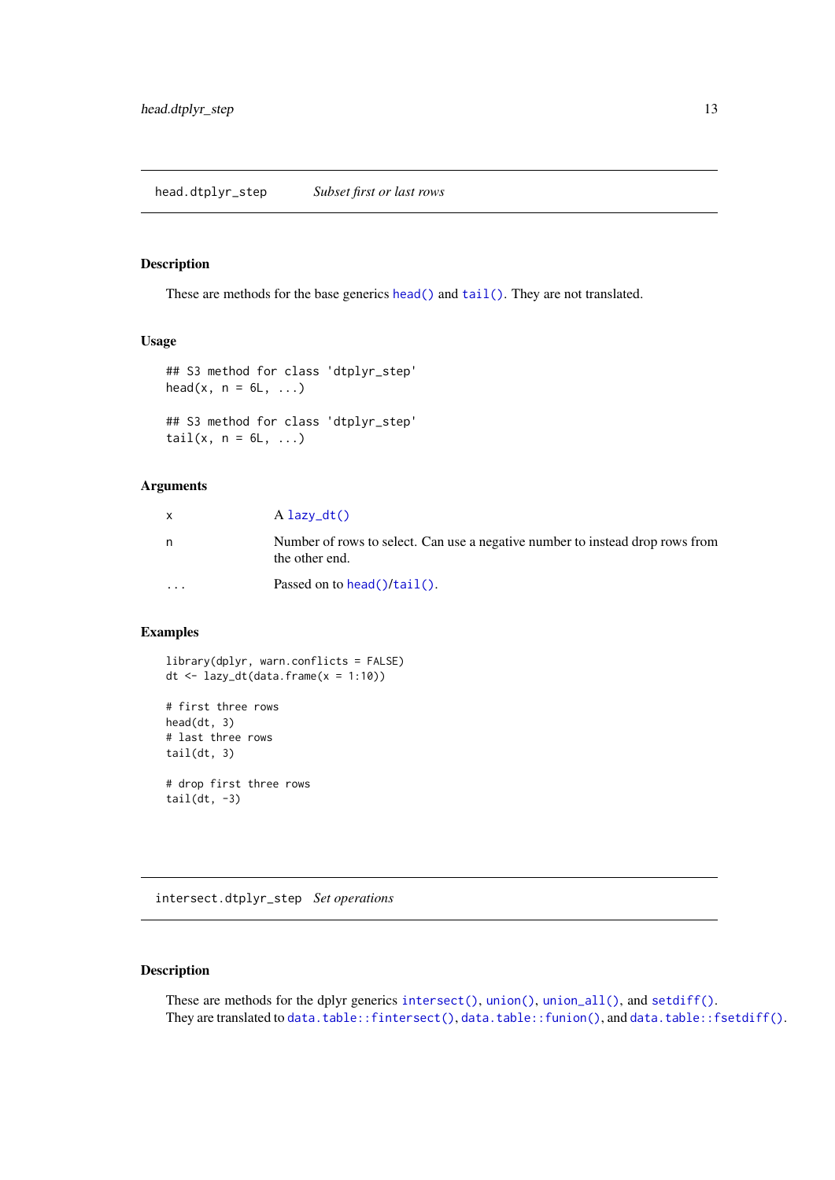## head.dtplyr_step *Subset first or last rows*

### Description

These are methods for the base generics head() and tail(). They are not translated.

### Usage

```
## S3 method for class 'dtplyr_step'
head(x, n = 6L, ...)

## S3 method for class 'dtplyr_step'
tail(x, n = 6L, ...)
```

### Arguments

| | |
|---|---|
| x | A lazy_dt() |
| n | Number of rows to select. Can use a negative number to instead drop rows from the other end. |
| ... | Passed on to head()/tail(). |

### Examples

```
library(dplyr, warn.conflicts = FALSE)
dt <- lazy_dt(data.frame(x = 1:10))

# first three rows
head(dt, 3)
# last three rows
tail(dt, 3)

# drop first three rows
tail(dt, -3)
```

## intersect.dtplyr_step *Set operations*

### Description

These are methods for the dplyr generics intersect(), union(), union_all(), and setdiff(). They are translated to data.table::fintersect(), data.table::funion(), and data.table::fsetdiff().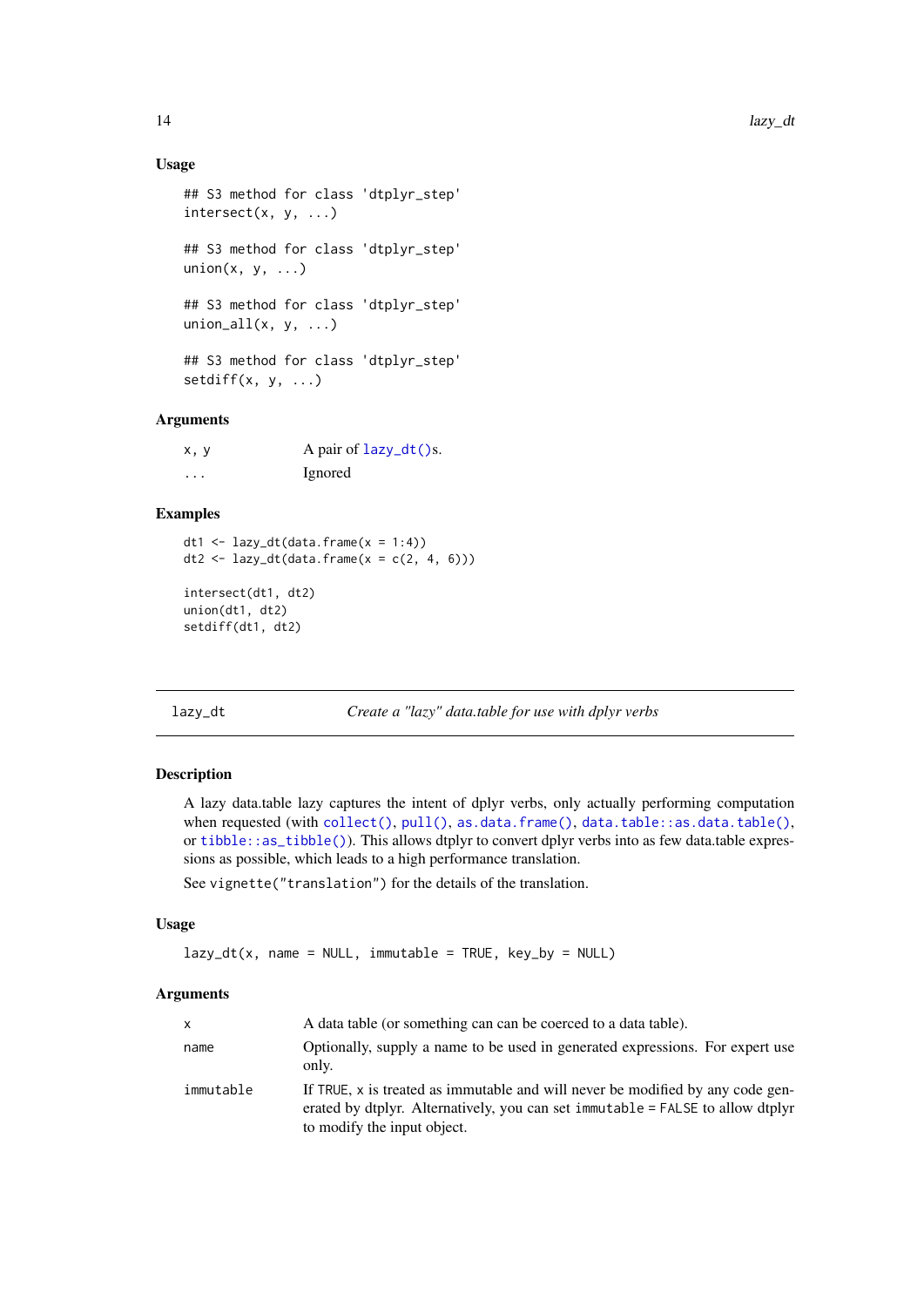### Usage

```
## S3 method for class 'dtplyr_step'
intersect(x, y, ...)

## S3 method for class 'dtplyr_step'
union(x, y, ...)

## S3 method for class 'dtplyr_step'
union_all(x, y, ...)

## S3 method for class 'dtplyr_step'
setdiff(x, y, ...)
```

### Arguments

| | |
|---|---|
| x, y | A pair of lazy_dt()s. |
| ... | Ignored |

### Examples

```
dt1 <- lazy_dt(data.frame(x = 1:4))
dt2 <- lazy_dt(data.frame(x = c(2, 4, 6)))

intersect(dt1, dt2)
union(dt1, dt2)
setdiff(dt1, dt2)
```

---

## lazy_dt — *Create a "lazy" data.table for use with dplyr verbs*

### Description

A lazy data.table lazy captures the intent of dplyr verbs, only actually performing computation when requested (with collect(), pull(), as.data.frame(), data.table::as.data.table(), or tibble::as_tibble()). This allows dtplyr to convert dplyr verbs into as few data.table expressions as possible, which leads to a high performance translation.

See vignette("translation") for the details of the translation.

### Usage

```
lazy_dt(x, name = NULL, immutable = TRUE, key_by = NULL)
```

### Arguments

| | |
|---|---|
| x | A data table (or something can can be coerced to a data table). |
| name | Optionally, supply a name to be used in generated expressions. For expert use only. |
| immutable | If TRUE, x is treated as immutable and will never be modified by any code generated by dtplyr. Alternatively, you can set immutable = FALSE to allow dtplyr to modify the input object. |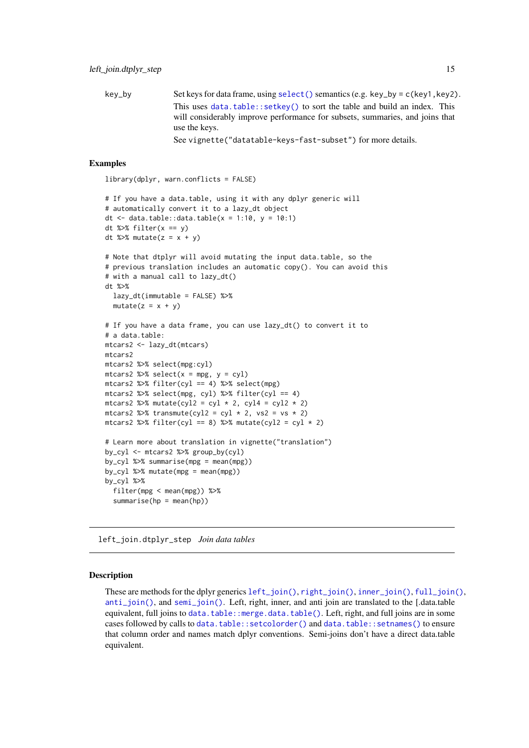key_by	Set keys for data frame, using `select()` semantics (e.g. `key_by = c(key1,key2)`. This uses `data.table::setkey()` to sort the table and build an index. This will considerably improve performance for subsets, summaries, and joins that use the keys.

See `vignette("datatable-keys-fast-subset")` for more details.

### Examples

```
library(dplyr, warn.conflicts = FALSE)

# If you have a data.table, using it with any dplyr generic will
# automatically convert it to a lazy_dt object
dt <- data.table::data.table(x = 1:10, y = 10:1)
dt %>% filter(x == y)
dt %>% mutate(z = x + y)

# Note that dtplyr will avoid mutating the input data.table, so the
# previous translation includes an automatic copy(). You can avoid this
# with a manual call to lazy_dt()
dt %>%
  lazy_dt(immutable = FALSE) %>%
  mutate(z = x + y)

# If you have a data frame, you can use lazy_dt() to convert it to
# a data.table:
mtcars2 <- lazy_dt(mtcars)
mtcars2
mtcars2 %>% select(mpg:cyl)
mtcars2 %>% select(x = mpg, y = cyl)
mtcars2 %>% filter(cyl == 4) %>% select(mpg)
mtcars2 %>% select(mpg, cyl) %>% filter(cyl == 4)
mtcars2 %>% mutate(cyl2 = cyl * 2, cyl4 = cyl2 * 2)
mtcars2 %>% transmute(cyl2 = cyl * 2, vs2 = vs * 2)
mtcars2 %>% filter(cyl == 8) %>% mutate(cyl2 = cyl * 2)

# Learn more about translation in vignette("translation")
by_cyl <- mtcars2 %>% group_by(cyl)
by_cyl %>% summarise(mpg = mean(mpg))
by_cyl %>% mutate(mpg = mean(mpg))
by_cyl %>%
  filter(mpg < mean(mpg)) %>%
  summarise(hp = mean(hp))
```

---

## left_join.dtplyr_step *Join data tables*

### Description

These are methods for the dplyr generics `left_join()`, `right_join()`, `inner_join()`, `full_join()`, `anti_join()`, and `semi_join()`. Left, right, inner, and anti join are translated to the [.data.table equivalent, full joins to `data.table::merge.data.table()`. Left, right, and full joins are in some cases followed by calls to `data.table::setcolorder()` and `data.table::setnames()` to ensure that column order and names match dplyr conventions. Semi-joins don't have a direct data.table equivalent.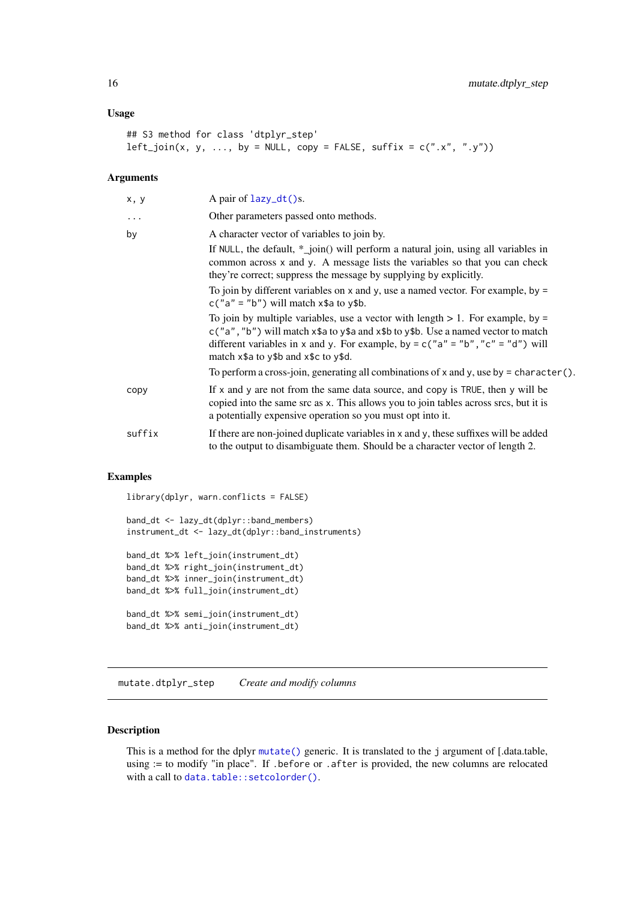### Usage

```
## S3 method for class 'dtplyr_step'
left_join(x, y, ..., by = NULL, copy = FALSE, suffix = c(".x", ".y"))
```

### Arguments

| | |
|---|---|
| x, y | A pair of lazy_dt()s. |
| ... | Other parameters passed onto methods. |
| by | A character vector of variables to join by.<br><br>If NULL, the default, *_join() will perform a natural join, using all variables in common across x and y. A message lists the variables so that you can check they're correct; suppress the message by supplying by explicitly.<br><br>To join by different variables on x and y, use a named vector. For example, by = c("a" = "b") will match x$a to y$b.<br><br>To join by multiple variables, use a vector with length > 1. For example, by = c("a","b") will match x$a to y$a and x$b to y$b. Use a named vector to match different variables in x and y. For example, by = c("a" = "b","c" = "d") will match x$a to y$b and x$c to y$d.<br><br>To perform a cross-join, generating all combinations of x and y, use by = character(). |
| copy | If x and y are not from the same data source, and copy is TRUE, then y will be copied into the same src as x. This allows you to join tables across srcs, but it is a potentially expensive operation so you must opt into it. |
| suffix | If there are non-joined duplicate variables in x and y, these suffixes will be added to the output to disambiguate them. Should be a character vector of length 2. |

### Examples

```
library(dplyr, warn.conflicts = FALSE)

band_dt <- lazy_dt(dplyr::band_members)
instrument_dt <- lazy_dt(dplyr::band_instruments)

band_dt %>% left_join(instrument_dt)
band_dt %>% right_join(instrument_dt)
band_dt %>% inner_join(instrument_dt)
band_dt %>% full_join(instrument_dt)

band_dt %>% semi_join(instrument_dt)
band_dt %>% anti_join(instrument_dt)
```

---

## mutate.dtplyr_step *Create and modify columns*

---

### Description

This is a method for the dplyr mutate() generic. It is translated to the j argument of [.data.table, using := to modify "in place". If .before or .after is provided, the new columns are relocated with a call to data.table::setcolorder().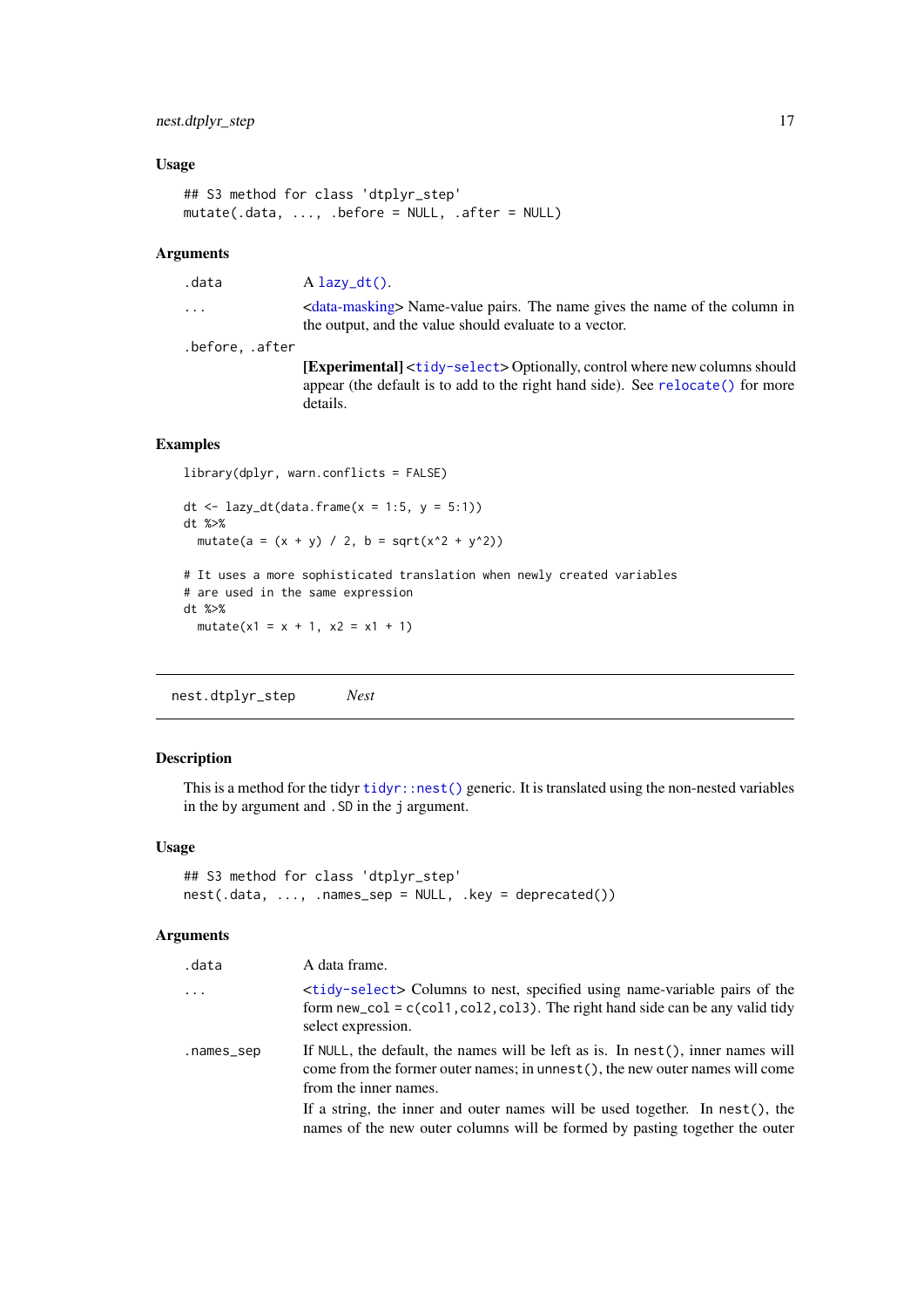### Usage

```
## S3 method for class 'dtplyr_step'
mutate(.data, ..., .before = NULL, .after = NULL)
```

### Arguments

| | |
|---|---|
| `.data` | A `lazy_dt()`. |
| `...` | <data-masking> Name-value pairs. The name gives the name of the column in the output, and the value should evaluate to a vector. |
| `.before, .after` | **[Experimental]** <`tidy-select`> Optionally, control where new columns should appear (the default is to add to the right hand side). See `relocate()` for more details. |

### Examples

```
library(dplyr, warn.conflicts = FALSE)

dt <- lazy_dt(data.frame(x = 1:5, y = 5:1))
dt %>%
  mutate(a = (x + y) / 2, b = sqrt(x^2 + y^2))

# It uses a more sophisticated translation when newly created variables
# are used in the same expression
dt %>%
  mutate(x1 = x + 1, x2 = x1 + 1)
```

---

## `nest.dtplyr_step` *Nest*

### Description

This is a method for the tidyr `tidyr::nest()` generic. It is translated using the non-nested variables in the by argument and `.SD` in the `j` argument.

### Usage

```
## S3 method for class 'dtplyr_step'
nest(.data, ..., .names_sep = NULL, .key = deprecated())
```

### Arguments

| | |
|---|---|
| `.data` | A data frame. |
| `...` | <`tidy-select`> Columns to nest, specified using name-variable pairs of the form `new_col = c(col1, col2, col3)`. The right hand side can be any valid tidy select expression. |
| `.names_sep` | If `NULL`, the default, the names will be left as is. In `nest()`, inner names will come from the former outer names; in `unnest()`, the new outer names will come from the inner names.<br><br>If a string, the inner and outer names will be used together. In `nest()`, the names of the new outer columns will be formed by pasting together the outer |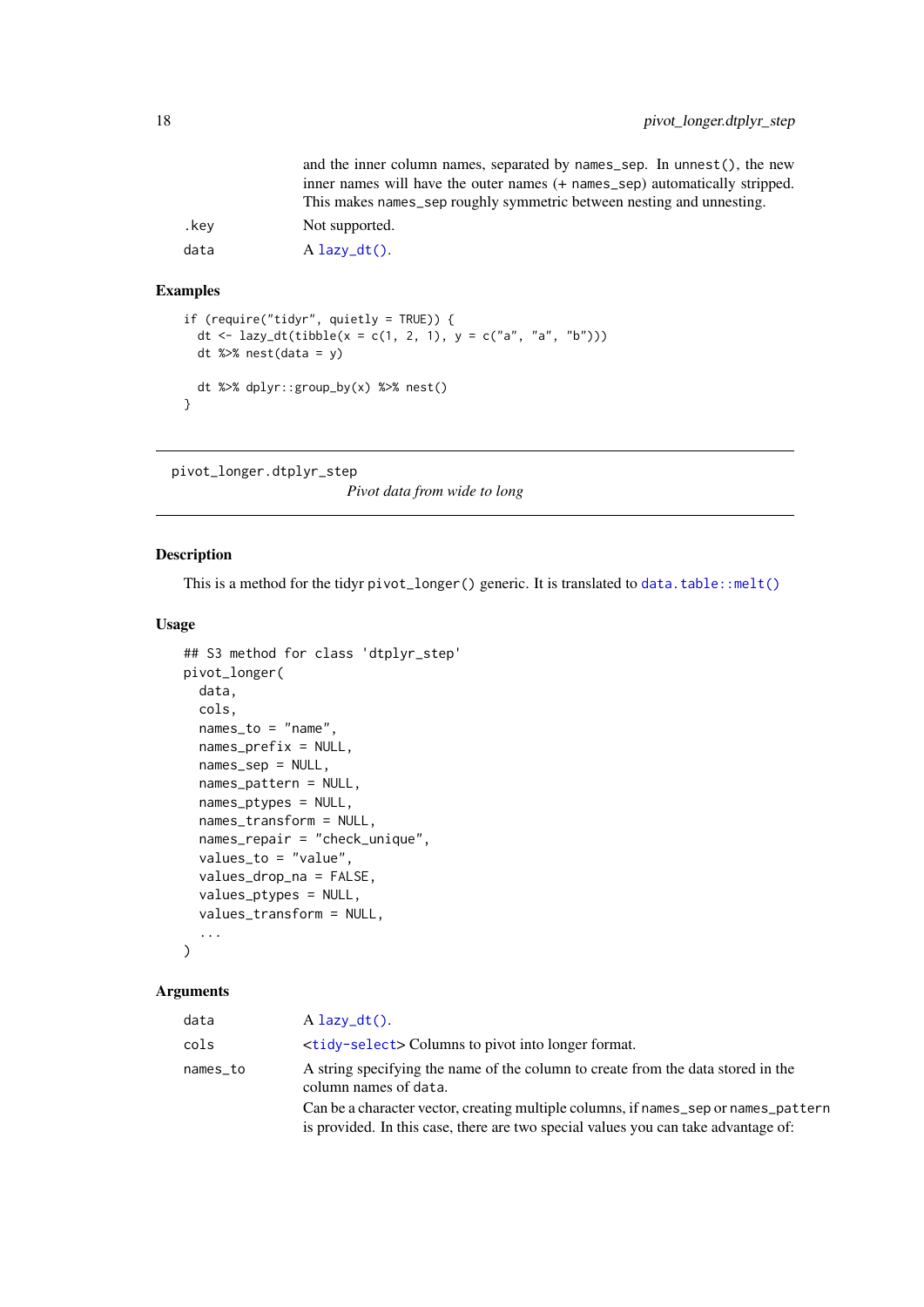and the inner column names, separated by `names_sep`. In `unnest()`, the new inner names will have the outer names (+ `names_sep`) automatically stripped. This makes `names_sep` roughly symmetric between nesting and unnesting.

`.key` Not supported.

`data` A `lazy_dt()`.

### Examples

```
if (require("tidyr", quietly = TRUE)) {
  dt <- lazy_dt(tibble(x = c(1, 2, 1), y = c("a", "a", "b")))
  dt %>% nest(data = y)

  dt %>% dplyr::group_by(x) %>% nest()
}
```

---

## pivot_longer.dtplyr_step

*Pivot data from wide to long*

---

### Description

This is a method for the tidyr `pivot_longer()` generic. It is translated to `data.table::melt()`

### Usage

```
## S3 method for class 'dtplyr_step'
pivot_longer(
  data,
  cols,
  names_to = "name",
  names_prefix = NULL,
  names_sep = NULL,
  names_pattern = NULL,
  names_ptypes = NULL,
  names_transform = NULL,
  names_repair = "check_unique",
  values_to = "value",
  values_drop_na = FALSE,
  values_ptypes = NULL,
  values_transform = NULL,
  ...
)
```

### Arguments

`data` A `lazy_dt()`.

`cols` <`tidy-select`> Columns to pivot into longer format.

`names_to` A string specifying the name of the column to create from the data stored in the column names of `data`.

Can be a character vector, creating multiple columns, if `names_sep` or `names_pattern` is provided. In this case, there are two special values you can take advantage of: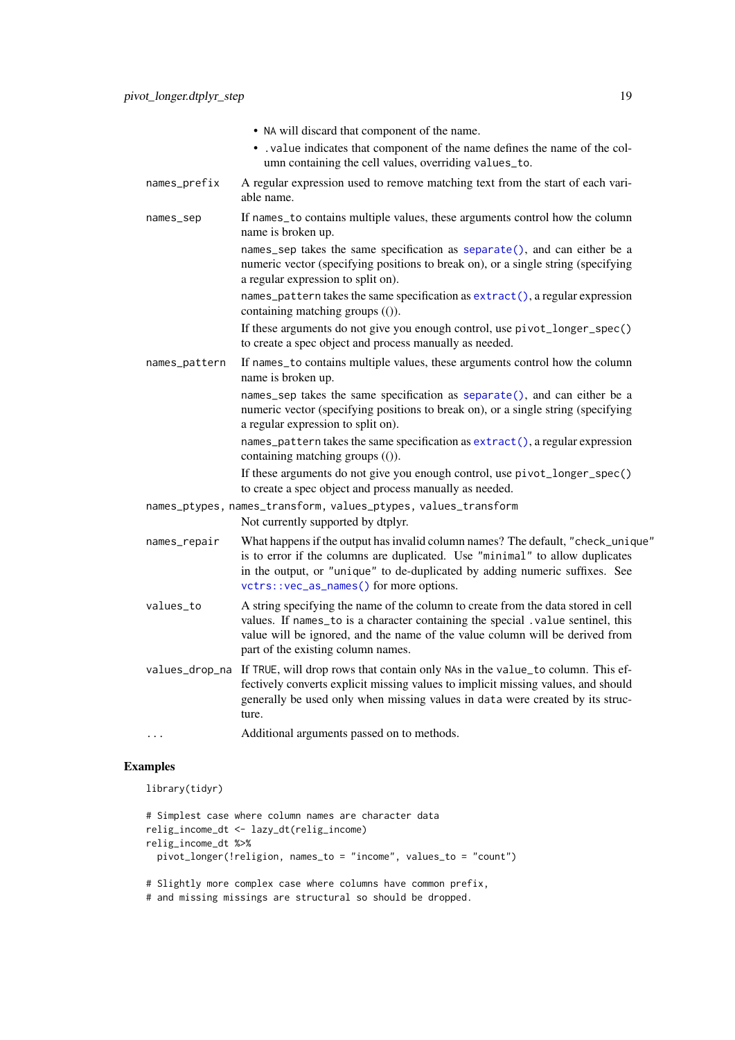- NA will discard that component of the name.
- .value indicates that component of the name defines the name of the column containing the cell values, overriding values_to.

names_prefix
: A regular expression used to remove matching text from the start of each variable name.

names_sep
: If names_to contains multiple values, these arguments control how the column name is broken up.

  names_sep takes the same specification as separate(), and can either be a numeric vector (specifying positions to break on), or a single string (specifying a regular expression to split on).

  names_pattern takes the same specification as extract(), a regular expression containing matching groups (()).

  If these arguments do not give you enough control, use pivot_longer_spec() to create a spec object and process manually as needed.

names_pattern
: If names_to contains multiple values, these arguments control how the column name is broken up.

  names_sep takes the same specification as separate(), and can either be a numeric vector (specifying positions to break on), or a single string (specifying a regular expression to split on).

  names_pattern takes the same specification as extract(), a regular expression containing matching groups (()).

  If these arguments do not give you enough control, use pivot_longer_spec() to create a spec object and process manually as needed.

names_ptypes, names_transform, values_ptypes, values_transform
: Not currently supported by dtplyr.

names_repair
: What happens if the output has invalid column names? The default, "check_unique" is to error if the columns are duplicated. Use "minimal" to allow duplicates in the output, or "unique" to de-duplicated by adding numeric suffixes. See vctrs::vec_as_names() for more options.

values_to
: A string specifying the name of the column to create from the data stored in cell values. If names_to is a character containing the special .value sentinel, this value will be ignored, and the name of the value column will be derived from part of the existing column names.

values_drop_na
: If TRUE, will drop rows that contain only NAs in the value_to column. This effectively converts explicit missing values to implicit missing values, and should generally be used only when missing values in data were created by its structure.

...
: Additional arguments passed on to methods.

## Examples

```
library(tidyr)

# Simplest case where column names are character data
relig_income_dt <- lazy_dt(relig_income)
relig_income_dt %>%
  pivot_longer(!religion, names_to = "income", values_to = "count")

# Slightly more complex case where columns have common prefix,
# and missing missings are structural so should be dropped.
```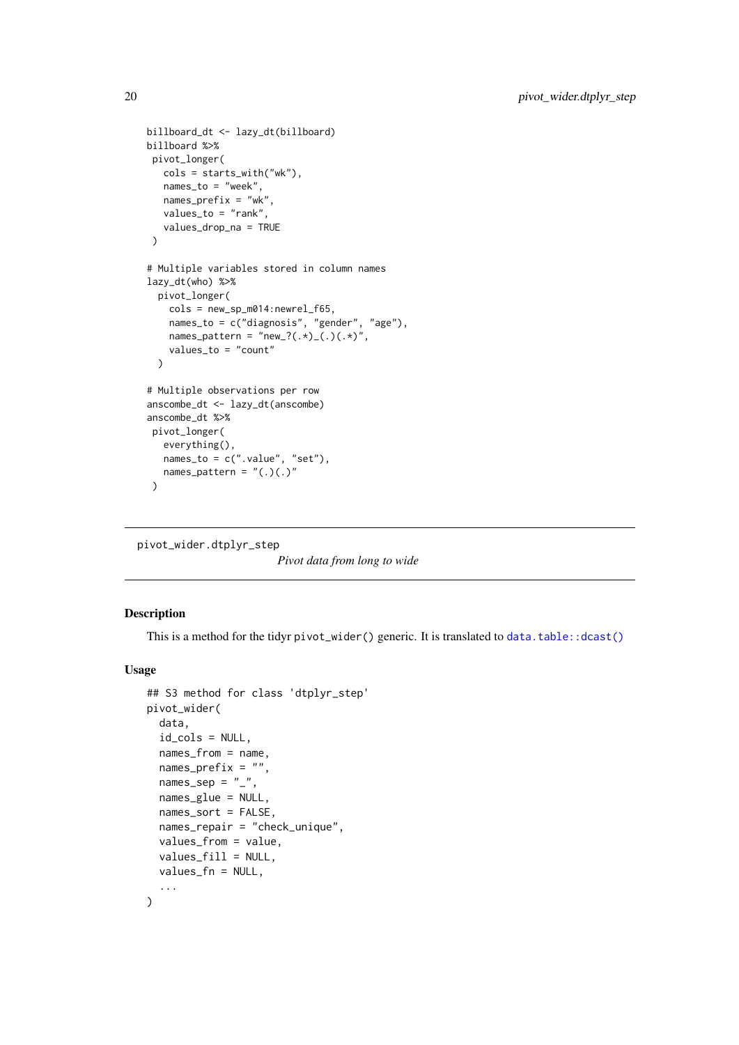```
billboard_dt <- lazy_dt(billboard)
billboard %>%
 pivot_longer(
   cols = starts_with("wk"),
   names_to = "week",
   names_prefix = "wk",
   values_to = "rank",
   values_drop_na = TRUE
 )

# Multiple variables stored in column names
lazy_dt(who) %>%
  pivot_longer(
    cols = new_sp_m014:newrel_f65,
    names_to = c("diagnosis", "gender", "age"),
    names_pattern = "new_?(.*)_(.)(.*)",
    values_to = "count"
  )

# Multiple observations per row
anscombe_dt <- lazy_dt(anscombe)
anscombe_dt %>%
 pivot_longer(
   everything(),
   names_to = c(".value", "set"),
   names_pattern = "(.)(.)"
 )
```

---

## pivot_wider.dtplyr_step

*Pivot data from long to wide*

---

### Description

This is a method for the tidyr `pivot_wider()` generic. It is translated to `data.table::dcast()`

### Usage

```
## S3 method for class 'dtplyr_step'
pivot_wider(
  data,
  id_cols = NULL,
  names_from = name,
  names_prefix = "",
  names_sep = "_",
  names_glue = NULL,
  names_sort = FALSE,
  names_repair = "check_unique",
  values_from = value,
  values_fill = NULL,
  values_fn = NULL,
  ...
)
```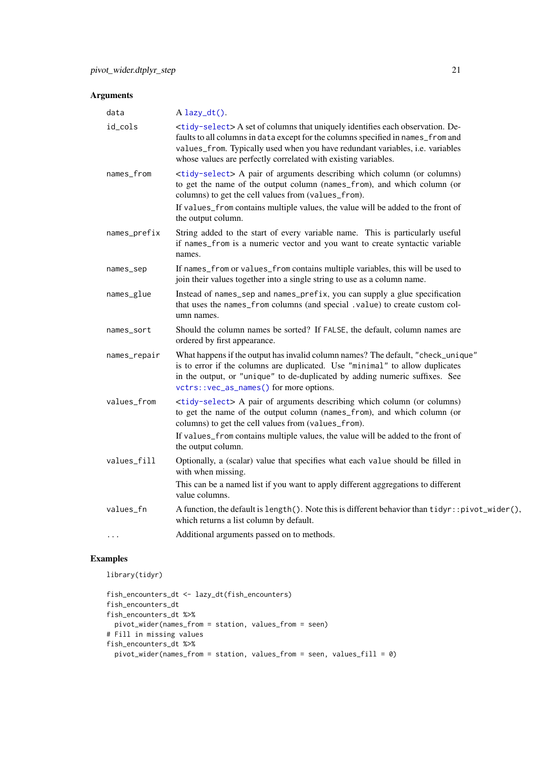## Arguments

| | |
|---|---|
| `data` | A `lazy_dt()`. |
| `id_cols` | <tidy-select> A set of columns that uniquely identifies each observation. Defaults to all columns in `data` except for the columns specified in `names_from` and `values_from`. Typically used when you have redundant variables, i.e. variables whose values are perfectly correlated with existing variables. |
| `names_from` | <tidy-select> A pair of arguments describing which column (or columns) to get the name of the output column (`names_from`), and which column (or columns) to get the cell values from (`values_from`). If `values_from` contains multiple values, the value will be added to the front of the output column. |
| `names_prefix` | String added to the start of every variable name. This is particularly useful if `names_from` is a numeric vector and you want to create syntactic variable names. |
| `names_sep` | If `names_from` or `values_from` contains multiple variables, this will be used to join their values together into a single string to use as a column name. |
| `names_glue` | Instead of `names_sep` and `names_prefix`, you can supply a glue specification that uses the `names_from` columns (and special `.value`) to create custom column names. |
| `names_sort` | Should the column names be sorted? If `FALSE`, the default, column names are ordered by first appearance. |
| `names_repair` | What happens if the output has invalid column names? The default, `"check_unique"` is to error if the columns are duplicated. Use `"minimal"` to allow duplicates in the output, or `"unique"` to de-duplicated by adding numeric suffixes. See `vctrs::vec_as_names()` for more options. |
| `values_from` | <tidy-select> A pair of arguments describing which column (or columns) to get the name of the output column (`names_from`), and which column (or columns) to get the cell values from (`values_from`). If `values_from` contains multiple values, the value will be added to the front of the output column. |
| `values_fill` | Optionally, a (scalar) value that specifies what each `value` should be filled in with when missing. This can be a named list if you want to apply different aggregations to different value columns. |
| `values_fn` | A function, the default is `length()`. Note this is different behavior than `tidyr::pivot_wider()`, which returns a list column by default. |
| `...` | Additional arguments passed on to methods. |

## Examples

```
library(tidyr)

fish_encounters_dt <- lazy_dt(fish_encounters)
fish_encounters_dt
fish_encounters_dt %>%
  pivot_wider(names_from = station, values_from = seen)
# Fill in missing values
fish_encounters_dt %>%
  pivot_wider(names_from = station, values_from = seen, values_fill = 0)
```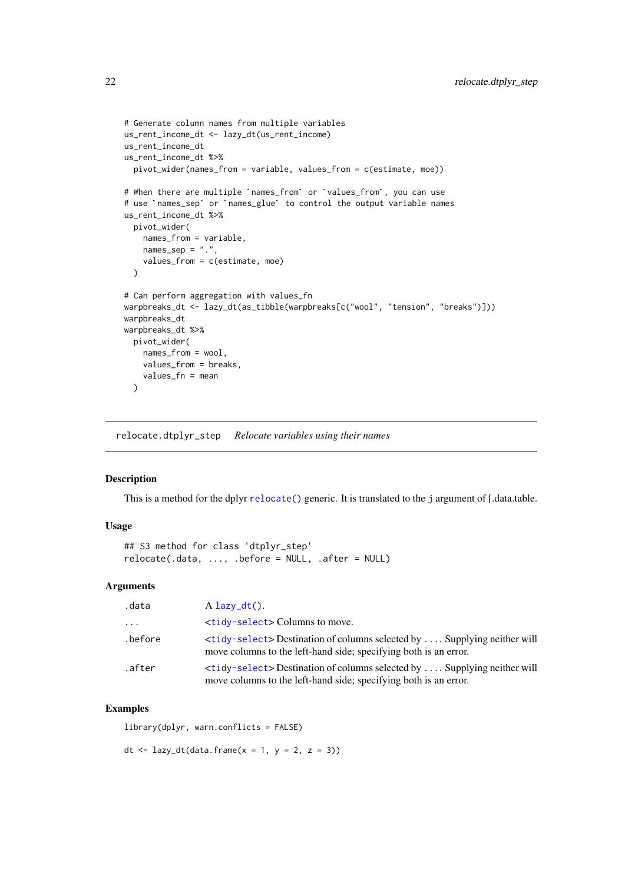```
# Generate column names from multiple variables
us_rent_income_dt <- lazy_dt(us_rent_income)
us_rent_income_dt
us_rent_income_dt %>%
  pivot_wider(names_from = variable, values_from = c(estimate, moe))

# When there are multiple `names_from` or `values_from`, you can use
# use `names_sep` or `names_glue` to control the output variable names
us_rent_income_dt %>%
  pivot_wider(
    names_from = variable,
    names_sep = ".",
    values_from = c(estimate, moe)
  )

# Can perform aggregation with values_fn
warpbreaks_dt <- lazy_dt(as_tibble(warpbreaks[c("wool", "tension", "breaks")]))
warpbreaks_dt
warpbreaks_dt %>%
  pivot_wider(
    names_from = wool,
    values_from = breaks,
    values_fn = mean
  )
```

---

## `relocate.dtplyr_step` *Relocate variables using their names*

---

### Description

This is a method for the dplyr `relocate()` generic. It is translated to the `j` argument of [.data.table.

### Usage

```
## S3 method for class 'dtplyr_step'
relocate(.data, ..., .before = NULL, .after = NULL)
```

### Arguments

| | |
|---|---|
| `.data` | A `lazy_dt()`. |
| `...` | <`tidy-select`> Columns to move. |
| `.before` | <`tidy-select`> Destination of columns selected by .... Supplying neither will move columns to the left-hand side; specifying both is an error. |
| `.after` | <`tidy-select`> Destination of columns selected by .... Supplying neither will move columns to the left-hand side; specifying both is an error. |

### Examples

```
library(dplyr, warn.conflicts = FALSE)

dt <- lazy_dt(data.frame(x = 1, y = 2, z = 3))
```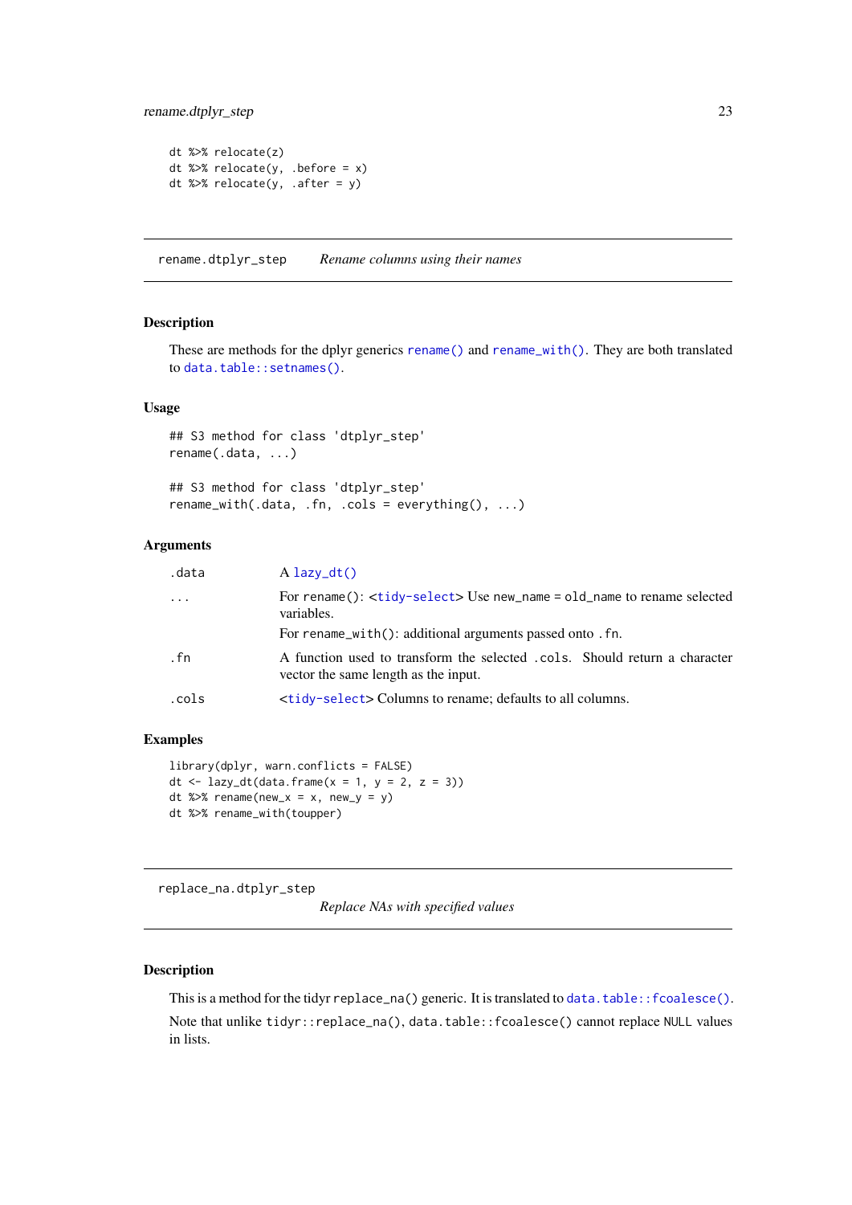```
dt %>% relocate(z)
dt %>% relocate(y, .before = x)
dt %>% relocate(y, .after = y)
```

---

## rename.dtplyr_step — *Rename columns using their names*

### Description

These are methods for the dplyr generics `rename()` and `rename_with()`. They are both translated to `data.table::setnames()`.

### Usage

```
## S3 method for class 'dtplyr_step'
rename(.data, ...)

## S3 method for class 'dtplyr_step'
rename_with(.data, .fn, .cols = everything(), ...)
```

### Arguments

| | |
|---|---|
| `.data` | A `lazy_dt()` |
| `...` | For `rename()`: <`tidy-select`> Use `new_name = old_name` to rename selected variables.<br>For `rename_with()`: additional arguments passed onto `.fn`. |
| `.fn` | A function used to transform the selected `.cols`. Should return a character vector the same length as the input. |
| `.cols` | <`tidy-select`> Columns to rename; defaults to all columns. |

### Examples

```
library(dplyr, warn.conflicts = FALSE)
dt <- lazy_dt(data.frame(x = 1, y = 2, z = 3))
dt %>% rename(new_x = x, new_y = y)
dt %>% rename_with(toupper)
```

---

## replace_na.dtplyr_step — *Replace NAs with specified values*

### Description

This is a method for the tidyr `replace_na()` generic. It is translated to `data.table::fcoalesce()`.

Note that unlike `tidyr::replace_na()`, `data.table::fcoalesce()` cannot replace `NULL` values in lists.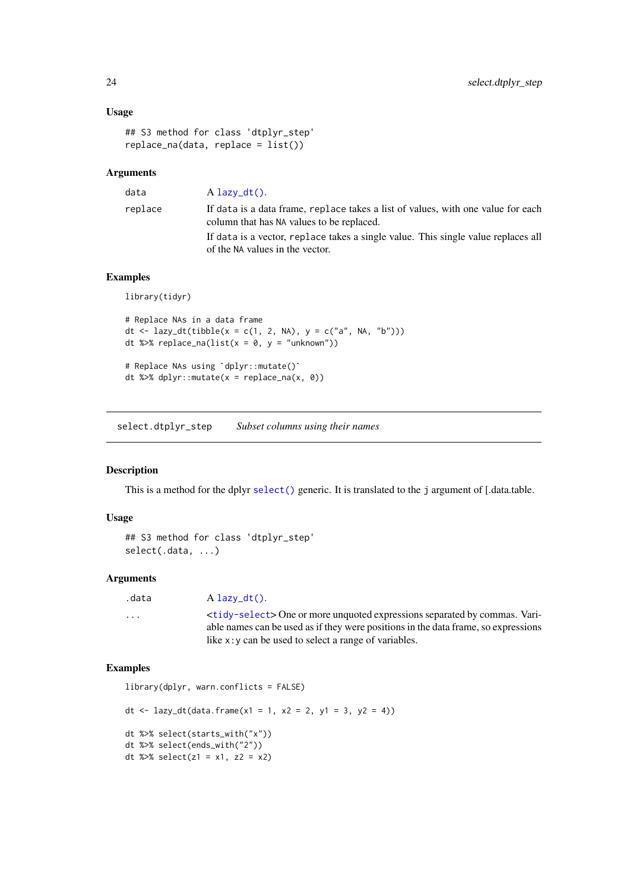### Usage

```
## S3 method for class 'dtplyr_step'
replace_na(data, replace = list())
```

### Arguments

| | |
|---|---|
| `data` | A `lazy_dt()`. |
| `replace` | If `data` is a data frame, `replace` takes a list of values, with one value for each column that has `NA` values to be replaced.<br><br>If `data` is a vector, `replace` takes a single value. This single value replaces all of the `NA` values in the vector. |

### Examples

```
library(tidyr)

# Replace NAs in a data frame
dt <- lazy_dt(tibble(x = c(1, 2, NA), y = c("a", NA, "b")))
dt %>% replace_na(list(x = 0, y = "unknown"))

# Replace NAs using `dplyr::mutate()`
dt %>% dplyr::mutate(x = replace_na(x, 0))
```

---

## select.dtplyr_step — *Subset columns using their names*

### Description

This is a method for the dplyr `select()` generic. It is translated to the `j` argument of [.data.table.

### Usage

```
## S3 method for class 'dtplyr_step'
select(.data, ...)
```

### Arguments

| | |
|---|---|
| `.data` | A `lazy_dt()`. |
| `...` | <`tidy-select`> One or more unquoted expressions separated by commas. Variable names can be used as if they were positions in the data frame, so expressions like `x:y` can be used to select a range of variables. |

### Examples

```
library(dplyr, warn.conflicts = FALSE)

dt <- lazy_dt(data.frame(x1 = 1, x2 = 2, y1 = 3, y2 = 4))

dt %>% select(starts_with("x"))
dt %>% select(ends_with("2"))
dt %>% select(z1 = x1, z2 = x2)
```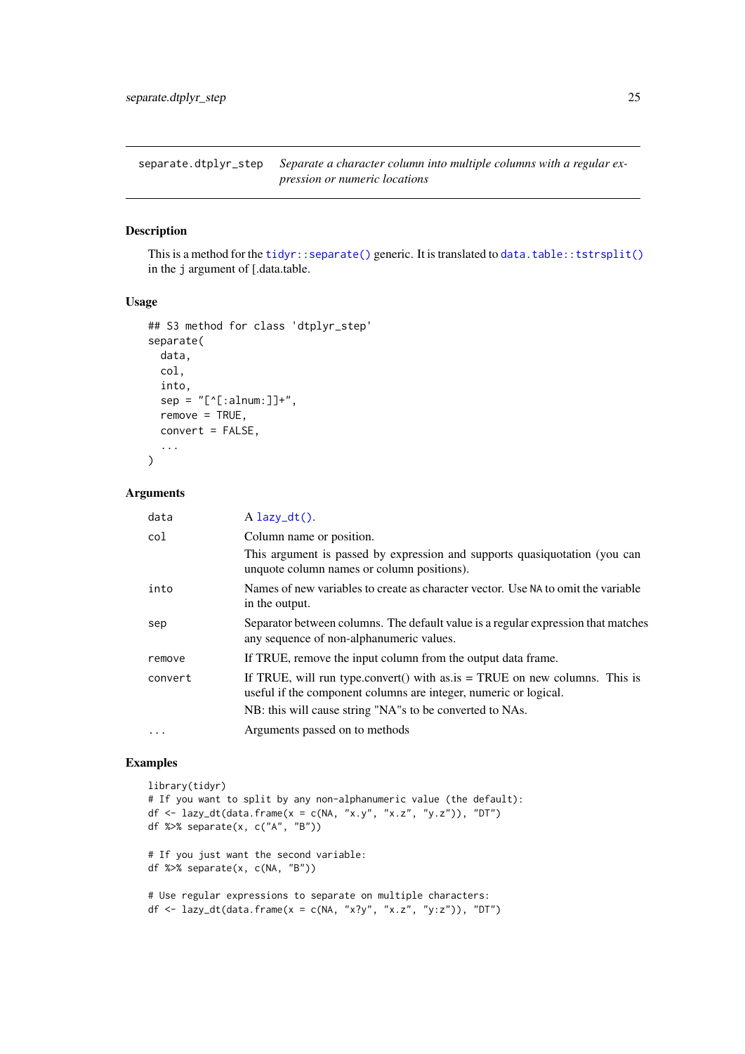# separate.dtplyr_step — *Separate a character column into multiple columns with a regular expression or numeric locations*

## Description

This is a method for the `tidyr::separate()` generic. It is translated to `data.table::tstrsplit()` in the j argument of [.data.table.

## Usage

```
## S3 method for class 'dtplyr_step'
separate(
  data,
  col,
  into,
  sep = "[^[:alnum:]]+",
  remove = TRUE,
  convert = FALSE,
  ...
)
```

## Arguments

| | |
|---|---|
| data | A `lazy_dt()`. |
| col | Column name or position. This argument is passed by expression and supports quasiquotation (you can unquote column names or column positions). |
| into | Names of new variables to create as character vector. Use `NA` to omit the variable in the output. |
| sep | Separator between columns. The default value is a regular expression that matches any sequence of non-alphanumeric values. |
| remove | If TRUE, remove the input column from the output data frame. |
| convert | If TRUE, will run type.convert() with as.is = TRUE on new columns. This is useful if the component columns are integer, numeric or logical. NB: this will cause string "NA"s to be converted to NAs. |
| ... | Arguments passed on to methods |

## Examples

```
library(tidyr)
# If you want to split by any non-alphanumeric value (the default):
df <- lazy_dt(data.frame(x = c(NA, "x.y", "x.z", "y.z")), "DT")
df %>% separate(x, c("A", "B"))

# If you just want the second variable:
df %>% separate(x, c(NA, "B"))

# Use regular expressions to separate on multiple characters:
df <- lazy_dt(data.frame(x = c(NA, "x?y", "x.z", "y:z")), "DT")
```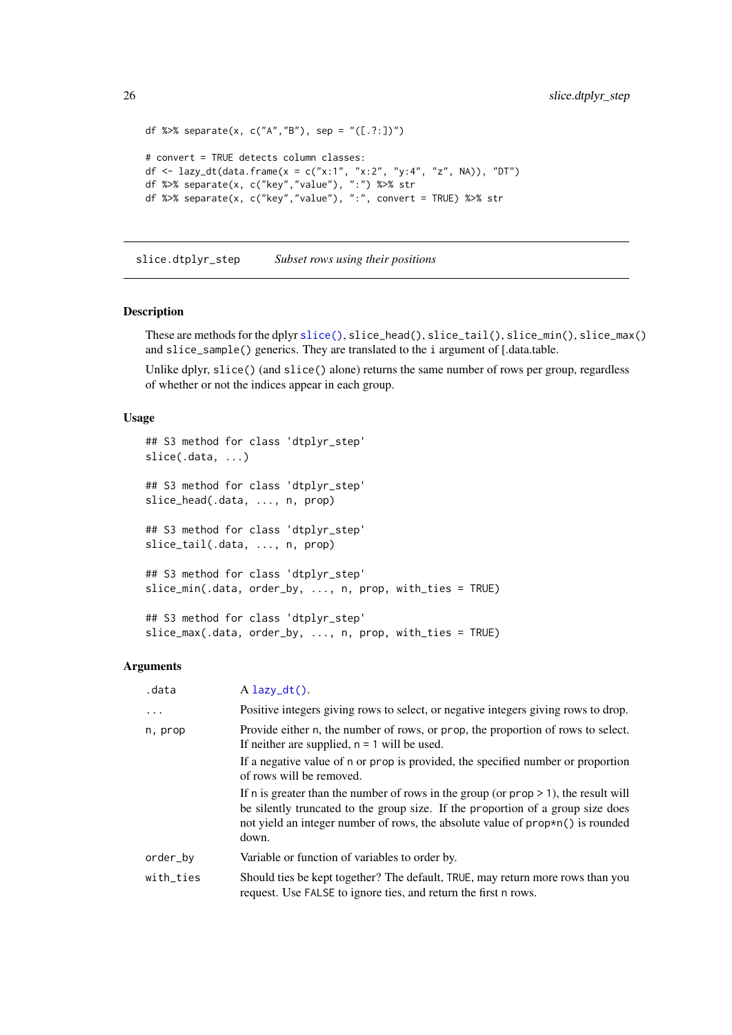```
df %>% separate(x, c("A","B"), sep = "([.?:])")

# convert = TRUE detects column classes:
df <- lazy_dt(data.frame(x = c("x:1", "x:2", "y:4", "z", NA)), "DT")
df %>% separate(x, c("key","value"), ":") %>% str
df %>% separate(x, c("key","value"), ":", convert = TRUE) %>% str
```

## slice.dtplyr_step — *Subset rows using their positions*

### Description

These are methods for the dplyr `slice()`, `slice_head()`, `slice_tail()`, `slice_min()`, `slice_max()` and `slice_sample()` generics. They are translated to the `i` argument of [.data.table.

Unlike dplyr, `slice()` (and `slice()` alone) returns the same number of rows per group, regardless of whether or not the indices appear in each group.

### Usage

```
## S3 method for class 'dtplyr_step'
slice(.data, ...)

## S3 method for class 'dtplyr_step'
slice_head(.data, ..., n, prop)

## S3 method for class 'dtplyr_step'
slice_tail(.data, ..., n, prop)

## S3 method for class 'dtplyr_step'
slice_min(.data, order_by, ..., n, prop, with_ties = TRUE)

## S3 method for class 'dtplyr_step'
slice_max(.data, order_by, ..., n, prop, with_ties = TRUE)
```

### Arguments

| Argument | Description |
|---|---|
| `.data` | A `lazy_dt()`. |
| `...` | Positive integers giving rows to select, or negative integers giving rows to drop. |
| `n, prop` | Provide either `n`, the number of rows, or `prop`, the proportion of rows to select. If neither are supplied, `n = 1` will be used.<br><br>If a negative value of `n` or `prop` is provided, the specified number or proportion of rows will be removed.<br><br>If `n` is greater than the number of rows in the group (or `prop > 1`), the result will be silently truncated to the group size. If the proportion of a group size does not yield an integer number of rows, the absolute value of `prop*n()` is rounded down. |
| `order_by` | Variable or function of variables to order by. |
| `with_ties` | Should ties be kept together? The default, `TRUE`, may return more rows than you request. Use `FALSE` to ignore ties, and return the first `n` rows. |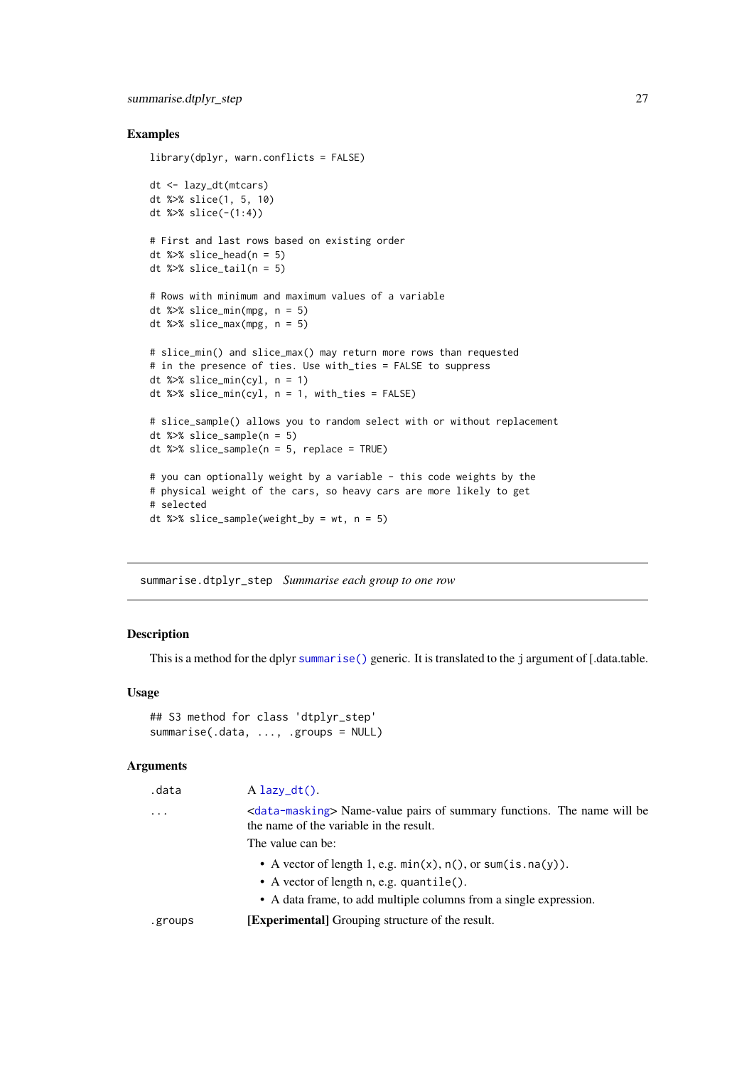## Examples

```
library(dplyr, warn.conflicts = FALSE)

dt <- lazy_dt(mtcars)
dt %>% slice(1, 5, 10)
dt %>% slice(-(1:4))

# First and last rows based on existing order
dt %>% slice_head(n = 5)
dt %>% slice_tail(n = 5)

# Rows with minimum and maximum values of a variable
dt %>% slice_min(mpg, n = 5)
dt %>% slice_max(mpg, n = 5)

# slice_min() and slice_max() may return more rows than requested
# in the presence of ties. Use with_ties = FALSE to suppress
dt %>% slice_min(cyl, n = 1)
dt %>% slice_min(cyl, n = 1, with_ties = FALSE)

# slice_sample() allows you to random select with or without replacement
dt %>% slice_sample(n = 5)
dt %>% slice_sample(n = 5, replace = TRUE)

# you can optionally weight by a variable - this code weights by the
# physical weight of the cars, so heavy cars are more likely to get
# selected
dt %>% slice_sample(weight_by = wt, n = 5)
```

---

# summarise.dtplyr_step *Summarise each group to one row*

## Description

This is a method for the dplyr `summarise()` generic. It is translated to the j argument of [.data.table.

## Usage

```
## S3 method for class 'dtplyr_step'
summarise(.data, ..., .groups = NULL)
```

## Arguments

| | |
|---|---|
| `.data` | A `lazy_dt()`. |
| `...` | <`data-masking`> Name-value pairs of summary functions. The name will be the name of the variable in the result.<br>The value can be:<br>• A vector of length 1, e.g. `min(x)`, `n()`, or `sum(is.na(y))`.<br>• A vector of length n, e.g. `quantile()`.<br>• A data frame, to add multiple columns from a single expression. |
| `.groups` | **[Experimental]** Grouping structure of the result. |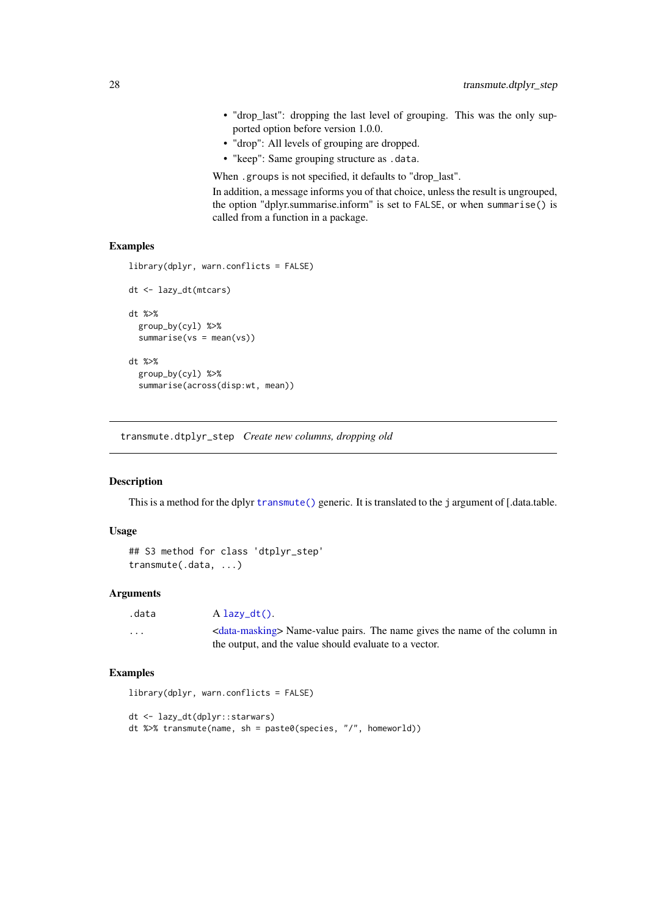- "drop_last": dropping the last level of grouping. This was the only supported option before version 1.0.0.
- "drop": All levels of grouping are dropped.
- "keep": Same grouping structure as `.data`.

When `.groups` is not specified, it defaults to "drop_last".

In addition, a message informs you of that choice, unless the result is ungrouped, the option "dplyr.summarise.inform" is set to `FALSE`, or when `summarise()` is called from a function in a package.

### Examples

```
library(dplyr, warn.conflicts = FALSE)

dt <- lazy_dt(mtcars)

dt %>%
  group_by(cyl) %>%
  summarise(vs = mean(vs))

dt %>%
  group_by(cyl) %>%
  summarise(across(disp:wt, mean))
```

---

## `transmute.dtplyr_step` *Create new columns, dropping old*

---

### Description

This is a method for the dplyr `transmute()` generic. It is translated to the `j` argument of [.data.table.

### Usage

```
## S3 method for class 'dtplyr_step'
transmute(.data, ...)
```

### Arguments

| | |
|---|---|
| `.data` | A `lazy_dt()`. |
| `...` | <data-masking> Name-value pairs. The name gives the name of the column in the output, and the value should evaluate to a vector. |

### Examples

```
library(dplyr, warn.conflicts = FALSE)

dt <- lazy_dt(dplyr::starwars)
dt %>% transmute(name, sh = paste0(species, "/", homeworld))
```